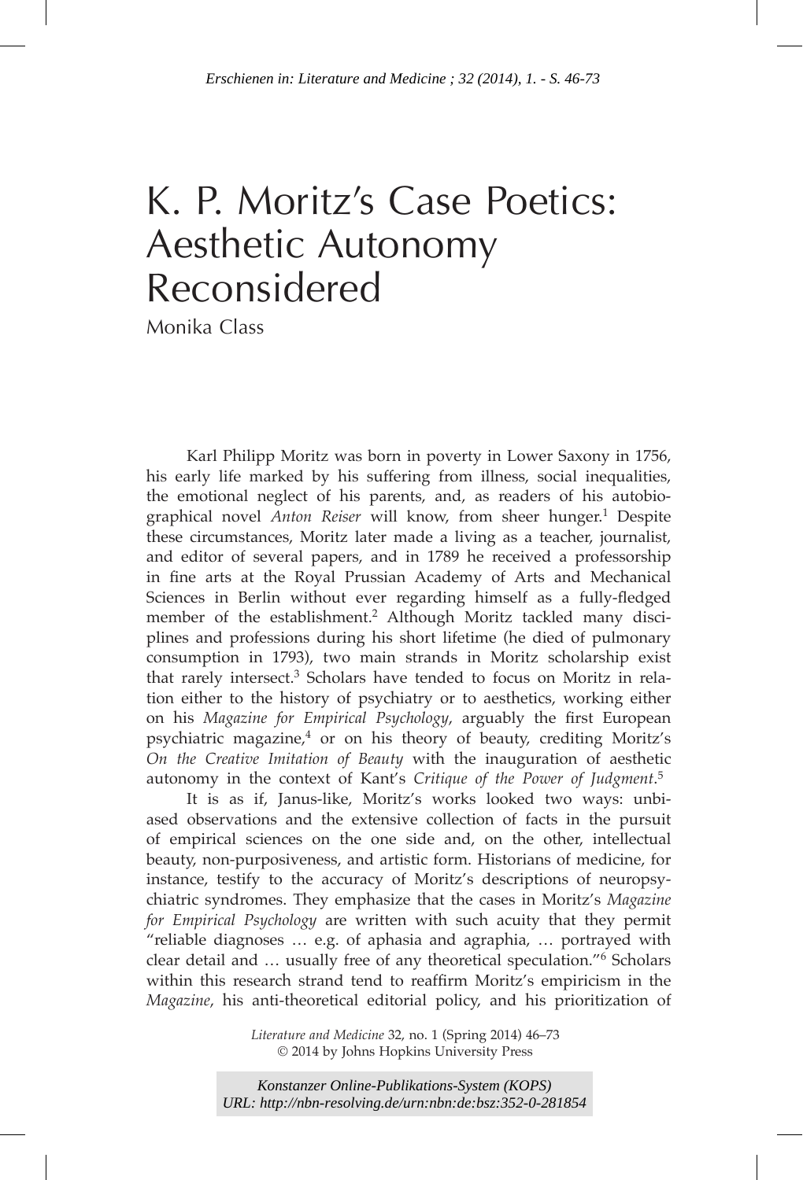*Erschienen in: Literature and Medicine ; 32 (2014), 1. - S. 46-73*

# K. P. Moritz's Case Poetics: Aesthetic Autonomy Reconsidered

Monika Class

Karl Philipp Moritz was born in poverty in Lower Saxony in 1756, his early life marked by his suffering from illness, social inequalities, the emotional neglect of his parents, and, as readers of his autobiographical novel *Anton Reiser* will know, from sheer hunger.[1] Despite these circumstances, Moritz later made a living as a teacher, journalist, and editor of several papers, and in 1789 he received a professorship in fine arts at the Royal Prussian Academy of Arts and Mechanical Sciences in Berlin without ever regarding himself as a fully-fledged member of the establishment.[2] Although Moritz tackled many disciplines and professions during his short lifetime (he died of pulmonary consumption in 1793), two main strands in Moritz scholarship exist that rarely intersect.[3] Scholars have tended to focus on Moritz in relation either to the history of psychiatry or to aesthetics, working either on his *Magazine for Empirical Psychology*, arguably the first European psychiatric magazine,[4] or on his theory of beauty, crediting Moritz's *On the Creative Imitation of Beauty* with the inauguration of aesthetic autonomy in the context of Kant's *Critique of the Power of Judgment*.[5]

It is as if, Janus-like, Moritz's works looked two ways: unbiased observations and the extensive collection of facts in the pursuit of empirical sciences on the one side and, on the other, intellectual beauty, non-purposiveness, and artistic form. Historians of medicine, for instance, testify to the accuracy of Moritz's descriptions of neuropsychiatric syndromes. They emphasize that the cases in Moritz's *Magazine for Empirical Psychology* are written with such acuity that they permit "reliable diagnoses … e.g. of aphasia and agraphia, … portrayed with clear detail and … usually free of any theoretical speculation."[6] Scholars within this research strand tend to reaffirm Moritz's empiricism in the *Magazine*, his anti-theoretical editorial policy, and his prioritization of

*Konstanzer Online-Publikations-System (KOPS)*
*URL: http://nbn-resolving.de/urn:nbn:de:bsz:352-0-281854*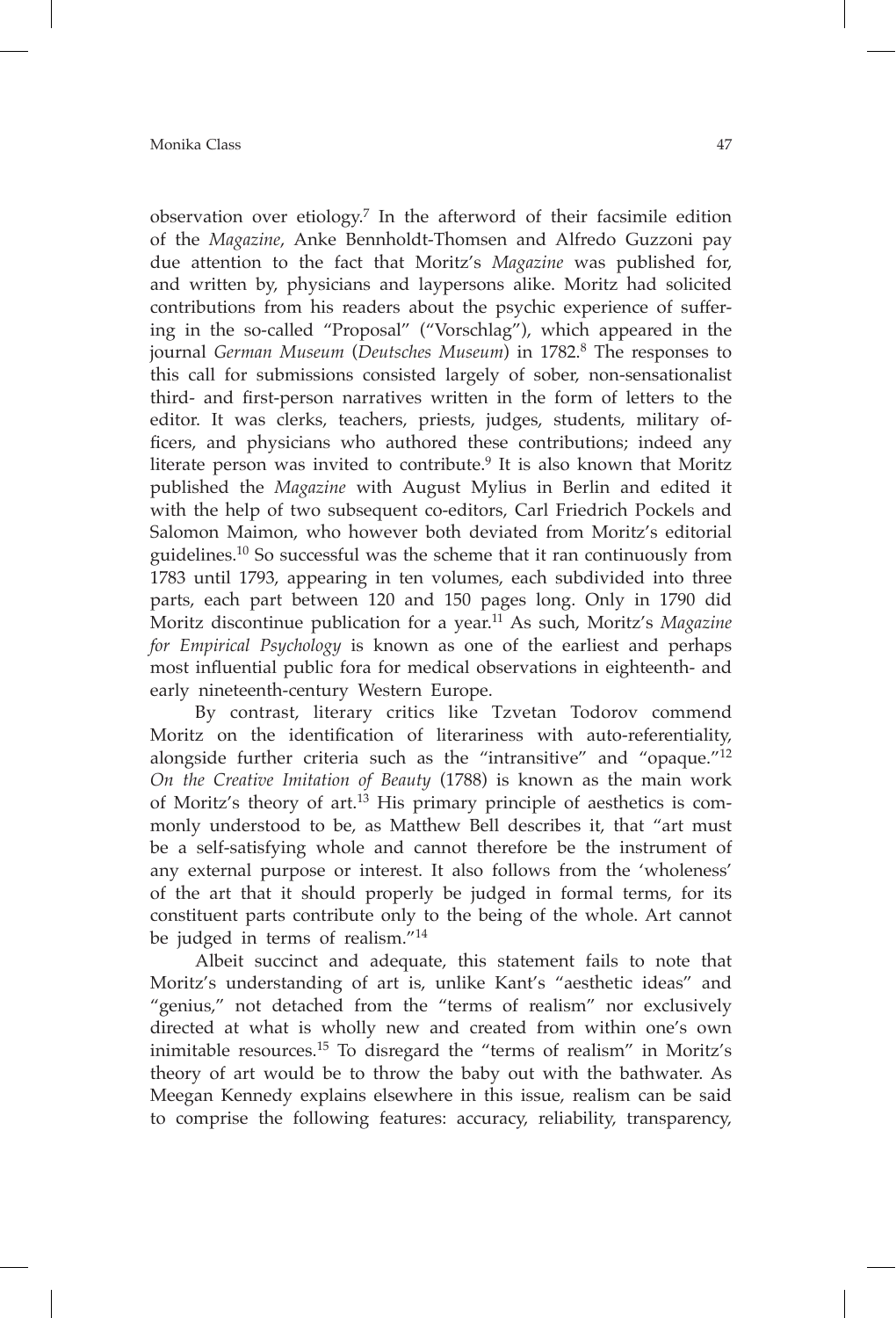observation over etiology.[7] In the afterword of their facsimile edition of the *Magazine*, Anke Bennholdt-Thomsen and Alfredo Guzzoni pay due attention to the fact that Moritz's *Magazine* was published for, and written by, physicians and laypersons alike. Moritz had solicited contributions from his readers about the psychic experience of suffering in the so-called "Proposal" ("Vorschlag"), which appeared in the journal *German Museum* (*Deutsches Museum*) in 1782.[8] The responses to this call for submissions consisted largely of sober, non-sensationalist third- and first-person narratives written in the form of letters to the editor. It was clerks, teachers, priests, judges, students, military officers, and physicians who authored these contributions; indeed any literate person was invited to contribute.[9] It is also known that Moritz published the *Magazine* with August Mylius in Berlin and edited it with the help of two subsequent co-editors, Carl Friedrich Pockels and Salomon Maimon, who however both deviated from Moritz's editorial guidelines.[10] So successful was the scheme that it ran continuously from 1783 until 1793, appearing in ten volumes, each subdivided into three parts, each part between 120 and 150 pages long. Only in 1790 did Moritz discontinue publication for a year.[11] As such, Moritz's *Magazine for Empirical Psychology* is known as one of the earliest and perhaps most influential public fora for medical observations in eighteenth- and early nineteenth-century Western Europe.

By contrast, literary critics like Tzvetan Todorov commend Moritz on the identification of literariness with auto-referentiality, alongside further criteria such as the "intransitive" and "opaque."[12] *On the Creative Imitation of Beauty* (1788) is known as the main work of Moritz's theory of art.[13] His primary principle of aesthetics is commonly understood to be, as Matthew Bell describes it, that "art must be a self-satisfying whole and cannot therefore be the instrument of any external purpose or interest. It also follows from the 'wholeness' of the art that it should properly be judged in formal terms, for its constituent parts contribute only to the being of the whole. Art cannot be judged in terms of realism."[14]

Albeit succinct and adequate, this statement fails to note that Moritz's understanding of art is, unlike Kant's "aesthetic ideas" and "genius," not detached from the "terms of realism" nor exclusively directed at what is wholly new and created from within one's own inimitable resources.[15] To disregard the "terms of realism" in Moritz's theory of art would be to throw the baby out with the bathwater. As Meegan Kennedy explains elsewhere in this issue, realism can be said to comprise the following features: accuracy, reliability, transparency,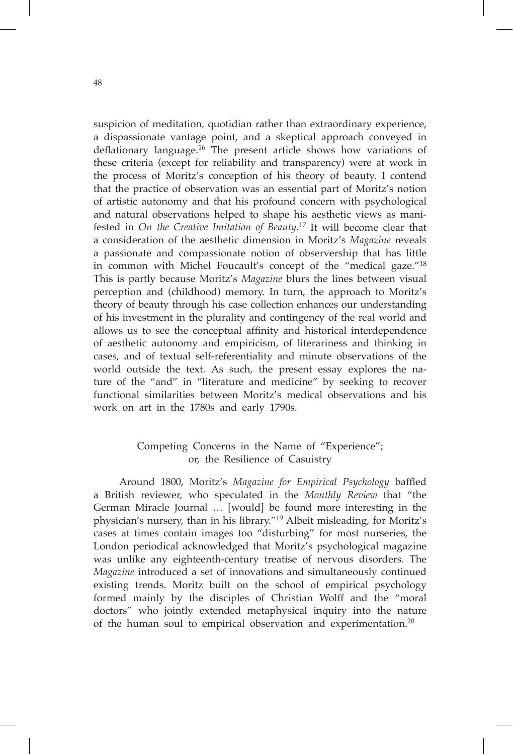suspicion of meditation, quotidian rather than extraordinary experience, a dispassionate vantage point, and a skeptical approach conveyed in deflationary language.[16] The present article shows how variations of these criteria (except for reliability and transparency) were at work in the process of Moritz's conception of his theory of beauty. I contend that the practice of observation was an essential part of Moritz's notion of artistic autonomy and that his profound concern with psychological and natural observations helped to shape his aesthetic views as manifested in *On the Creative Imitation of Beauty*.[17] It will become clear that a consideration of the aesthetic dimension in Moritz's *Magazine* reveals a passionate and compassionate notion of observership that has little in common with Michel Foucault's concept of the "medical gaze."[18] This is partly because Moritz's *Magazine* blurs the lines between visual perception and (childhood) memory. In turn, the approach to Moritz's theory of beauty through his case collection enhances our understanding of his investment in the plurality and contingency of the real world and allows us to see the conceptual affinity and historical interdependence of aesthetic autonomy and empiricism, of literariness and thinking in cases, and of textual self-referentiality and minute observations of the world outside the text. As such, the present essay explores the nature of the "and" in "literature and medicine" by seeking to recover functional similarities between Moritz's medical observations and his work on art in the 1780s and early 1790s.

## Competing Concerns in the Name of "Experience"; or, the Resilience of Casuistry

Around 1800, Moritz's *Magazine for Empirical Psychology* baffled a British reviewer, who speculated in the *Monthly Review* that "the German Miracle Journal … [would] be found more interesting in the physician's nursery, than in his library."[19] Albeit misleading, for Moritz's cases at times contain images too "disturbing" for most nurseries, the London periodical acknowledged that Moritz's psychological magazine was unlike any eighteenth-century treatise of nervous disorders. The *Magazine* introduced a set of innovations and simultaneously continued existing trends. Moritz built on the school of empirical psychology formed mainly by the disciples of Christian Wolff and the "moral doctors" who jointly extended metaphysical inquiry into the nature of the human soul to empirical observation and experimentation.[20]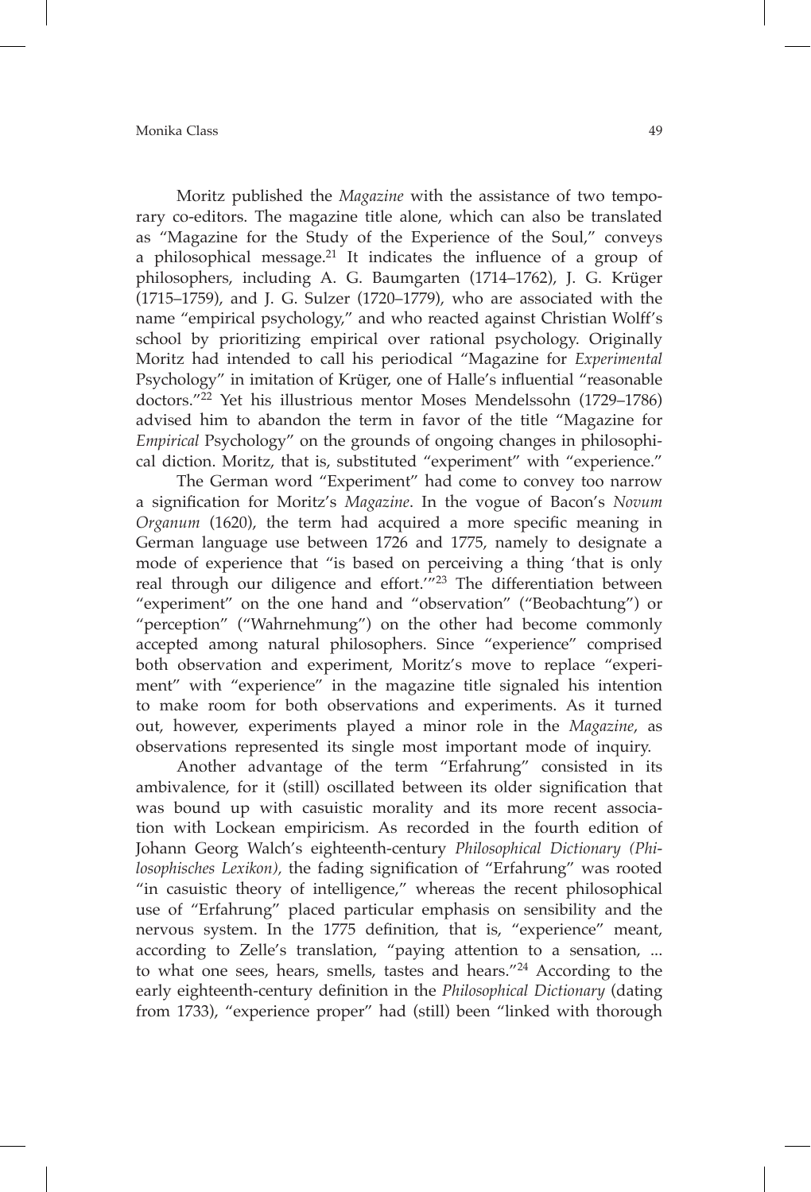Moritz published the *Magazine* with the assistance of two temporary co-editors. The magazine title alone, which can also be translated as "Magazine for the Study of the Experience of the Soul," conveys a philosophical message.[21] It indicates the influence of a group of philosophers, including A. G. Baumgarten (1714–1762), J. G. Krüger (1715–1759), and J. G. Sulzer (1720–1779), who are associated with the name "empirical psychology," and who reacted against Christian Wolff's school by prioritizing empirical over rational psychology. Originally Moritz had intended to call his periodical "Magazine for *Experimental* Psychology" in imitation of Krüger, one of Halle's influential "reasonable doctors."[22] Yet his illustrious mentor Moses Mendelssohn (1729–1786) advised him to abandon the term in favor of the title "Magazine for *Empirical* Psychology" on the grounds of ongoing changes in philosophical diction. Moritz, that is, substituted "experiment" with "experience."

The German word "Experiment" had come to convey too narrow a signification for Moritz's *Magazine*. In the vogue of Bacon's *Novum Organum* (1620), the term had acquired a more specific meaning in German language use between 1726 and 1775, namely to designate a mode of experience that "is based on perceiving a thing 'that is only real through our diligence and effort.'"[23] The differentiation between "experiment" on the one hand and "observation" ("Beobachtung") or "perception" ("Wahrnehmung") on the other had become commonly accepted among natural philosophers. Since "experience" comprised both observation and experiment, Moritz's move to replace "experiment" with "experience" in the magazine title signaled his intention to make room for both observations and experiments. As it turned out, however, experiments played a minor role in the *Magazine*, as observations represented its single most important mode of inquiry.

Another advantage of the term "Erfahrung" consisted in its ambivalence, for it (still) oscillated between its older signification that was bound up with casuistic morality and its more recent association with Lockean empiricism. As recorded in the fourth edition of Johann Georg Walch's eighteenth-century *Philosophical Dictionary (Philosophisches Lexikon),* the fading signification of "Erfahrung" was rooted "in casuistic theory of intelligence," whereas the recent philosophical use of "Erfahrung" placed particular emphasis on sensibility and the nervous system. In the 1775 definition, that is, "experience" meant, according to Zelle's translation, "paying attention to a sensation, ... to what one sees, hears, smells, tastes and hears."[24] According to the early eighteenth-century definition in the *Philosophical Dictionary* (dating from 1733), "experience proper" had (still) been "linked with thorough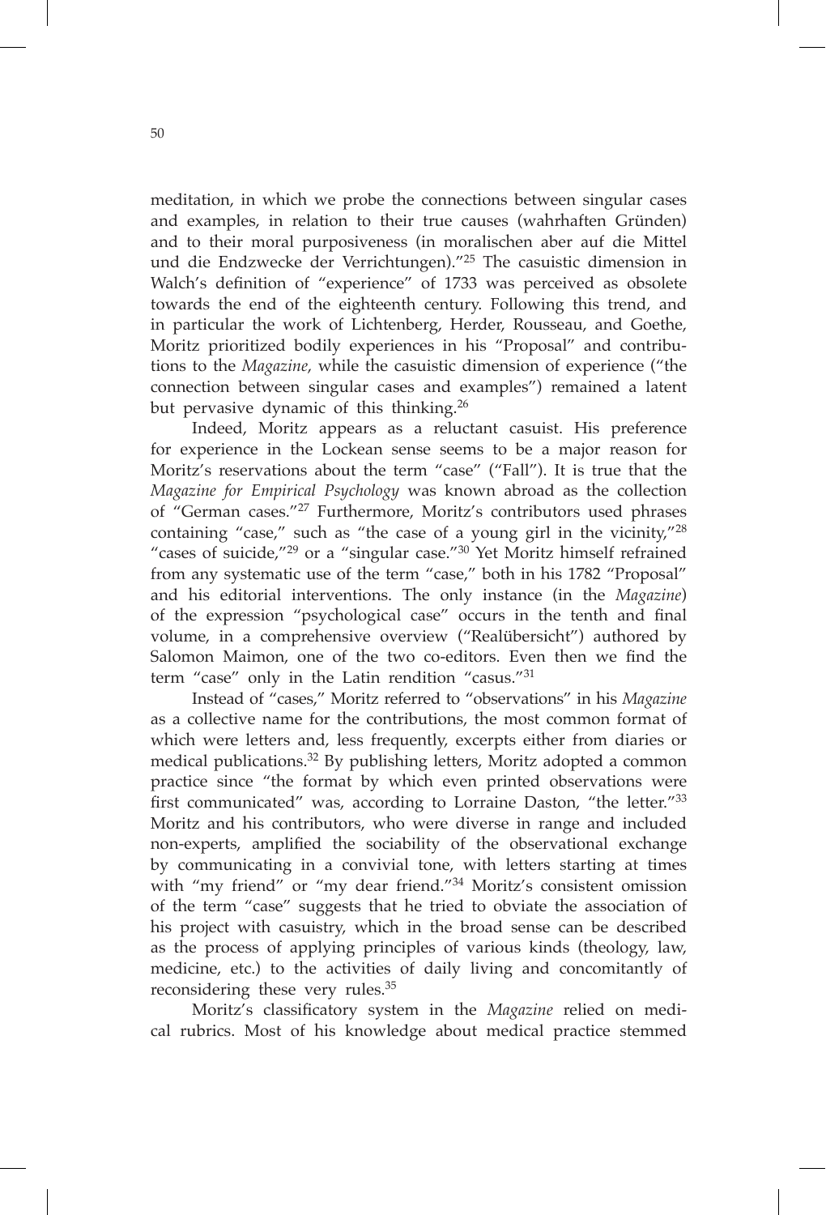meditation, in which we probe the connections between singular cases and examples, in relation to their true causes (wahrhaften Gründen) and to their moral purposiveness (in moralischen aber auf die Mittel und die Endzwecke der Verrichtungen)."[25] The casuistic dimension in Walch's definition of "experience" of 1733 was perceived as obsolete towards the end of the eighteenth century. Following this trend, and in particular the work of Lichtenberg, Herder, Rousseau, and Goethe, Moritz prioritized bodily experiences in his "Proposal" and contributions to the *Magazine*, while the casuistic dimension of experience ("the connection between singular cases and examples") remained a latent but pervasive dynamic of this thinking.[26]

Indeed, Moritz appears as a reluctant casuist. His preference for experience in the Lockean sense seems to be a major reason for Moritz's reservations about the term "case" ("Fall"). It is true that the *Magazine for Empirical Psychology* was known abroad as the collection of "German cases."[27] Furthermore, Moritz's contributors used phrases containing "case," such as "the case of a young girl in the vicinity,"[28] "cases of suicide,"[29] or a "singular case."[30] Yet Moritz himself refrained from any systematic use of the term "case," both in his 1782 "Proposal" and his editorial interventions. The only instance (in the *Magazine*) of the expression "psychological case" occurs in the tenth and final volume, in a comprehensive overview ("Realübersicht") authored by Salomon Maimon, one of the two co-editors. Even then we find the term "case" only in the Latin rendition "casus."[31]

Instead of "cases," Moritz referred to "observations" in his *Magazine* as a collective name for the contributions, the most common format of which were letters and, less frequently, excerpts either from diaries or medical publications.[32] By publishing letters, Moritz adopted a common practice since "the format by which even printed observations were first communicated" was, according to Lorraine Daston, "the letter."[33] Moritz and his contributors, who were diverse in range and included non-experts, amplified the sociability of the observational exchange by communicating in a convivial tone, with letters starting at times with "my friend" or "my dear friend."[34] Moritz's consistent omission of the term "case" suggests that he tried to obviate the association of his project with casuistry, which in the broad sense can be described as the process of applying principles of various kinds (theology, law, medicine, etc.) to the activities of daily living and concomitantly of reconsidering these very rules.[35]

Moritz's classificatory system in the *Magazine* relied on medical rubrics. Most of his knowledge about medical practice stemmed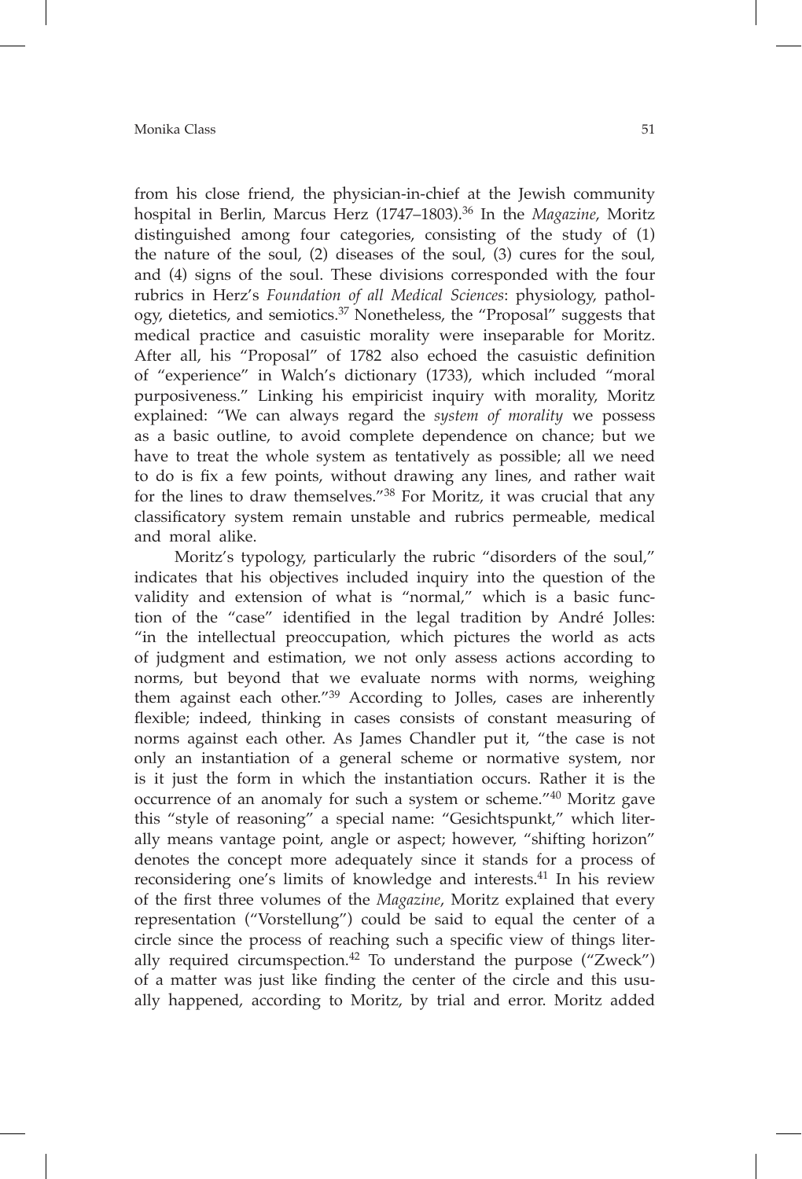from his close friend, the physician-in-chief at the Jewish community hospital in Berlin, Marcus Herz (1747–1803).[36] In the *Magazine*, Moritz distinguished among four categories, consisting of the study of (1) the nature of the soul, (2) diseases of the soul, (3) cures for the soul, and (4) signs of the soul. These divisions corresponded with the four rubrics in Herz's *Foundation of all Medical Sciences*: physiology, pathology, dietetics, and semiotics.[37] Nonetheless, the "Proposal" suggests that medical practice and casuistic morality were inseparable for Moritz. After all, his "Proposal" of 1782 also echoed the casuistic definition of "experience" in Walch's dictionary (1733), which included "moral purposiveness." Linking his empiricist inquiry with morality, Moritz explained: "We can always regard the *system of morality* we possess as a basic outline, to avoid complete dependence on chance; but we have to treat the whole system as tentatively as possible; all we need to do is fix a few points, without drawing any lines, and rather wait for the lines to draw themselves."[38] For Moritz, it was crucial that any classificatory system remain unstable and rubrics permeable, medical and moral alike.

Moritz's typology, particularly the rubric "disorders of the soul," indicates that his objectives included inquiry into the question of the validity and extension of what is "normal," which is a basic function of the "case" identified in the legal tradition by André Jolles: "in the intellectual preoccupation, which pictures the world as acts of judgment and estimation, we not only assess actions according to norms, but beyond that we evaluate norms with norms, weighing them against each other."[39] According to Jolles, cases are inherently flexible; indeed, thinking in cases consists of constant measuring of norms against each other. As James Chandler put it, "the case is not only an instantiation of a general scheme or normative system, nor is it just the form in which the instantiation occurs. Rather it is the occurrence of an anomaly for such a system or scheme."[40] Moritz gave this "style of reasoning" a special name: "Gesichtspunkt," which literally means vantage point, angle or aspect; however, "shifting horizon" denotes the concept more adequately since it stands for a process of reconsidering one's limits of knowledge and interests.[41] In his review of the first three volumes of the *Magazine*, Moritz explained that every representation ("Vorstellung") could be said to equal the center of a circle since the process of reaching such a specific view of things literally required circumspection.[42] To understand the purpose ("Zweck") of a matter was just like finding the center of the circle and this usually happened, according to Moritz, by trial and error. Moritz added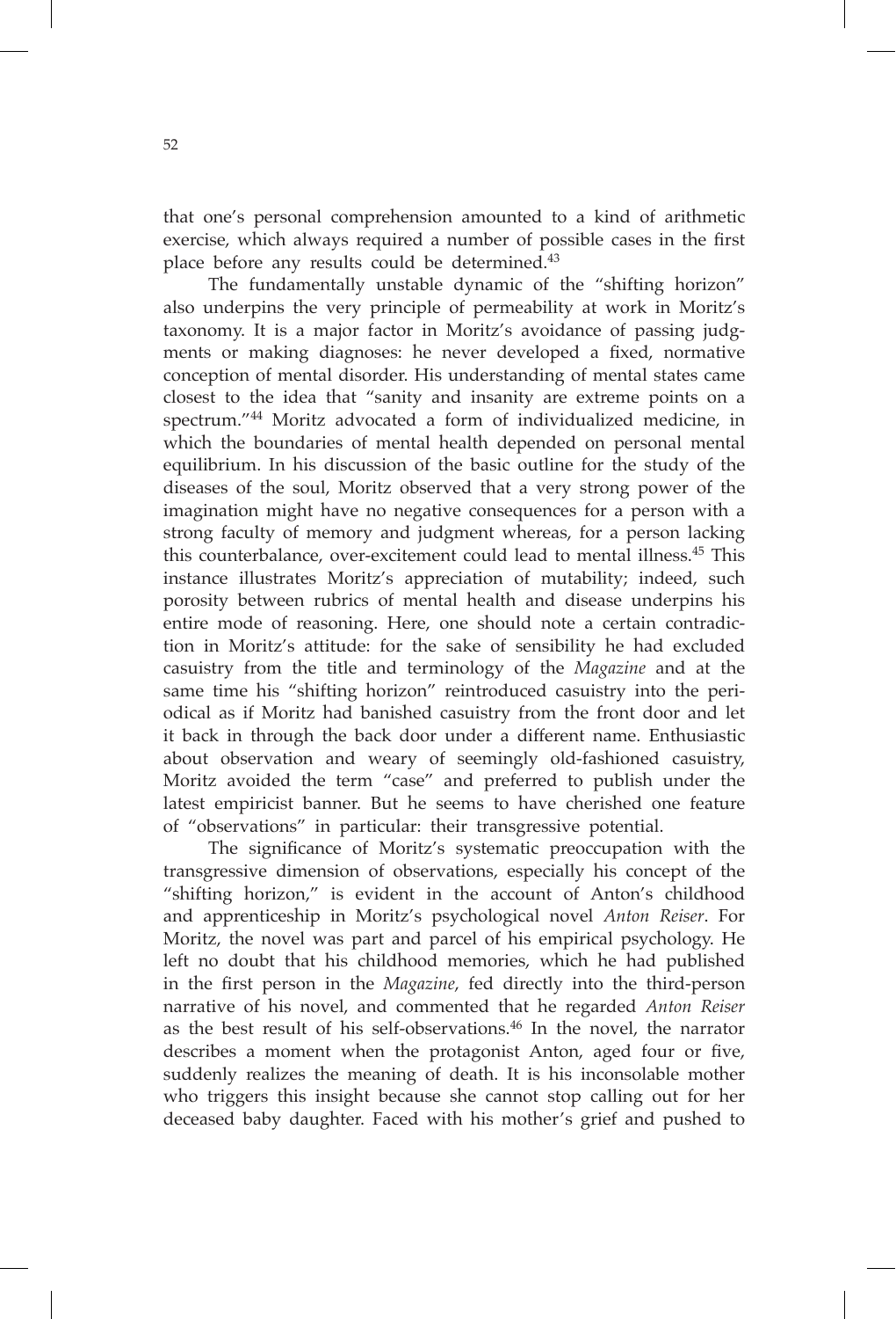that one's personal comprehension amounted to a kind of arithmetic exercise, which always required a number of possible cases in the first place before any results could be determined.[43]

The fundamentally unstable dynamic of the "shifting horizon" also underpins the very principle of permeability at work in Moritz's taxonomy. It is a major factor in Moritz's avoidance of passing judgments or making diagnoses: he never developed a fixed, normative conception of mental disorder. His understanding of mental states came closest to the idea that "sanity and insanity are extreme points on a spectrum."[44] Moritz advocated a form of individualized medicine, in which the boundaries of mental health depended on personal mental equilibrium. In his discussion of the basic outline for the study of the diseases of the soul, Moritz observed that a very strong power of the imagination might have no negative consequences for a person with a strong faculty of memory and judgment whereas, for a person lacking this counterbalance, over-excitement could lead to mental illness.[45] This instance illustrates Moritz's appreciation of mutability; indeed, such porosity between rubrics of mental health and disease underpins his entire mode of reasoning. Here, one should note a certain contradiction in Moritz's attitude: for the sake of sensibility he had excluded casuistry from the title and terminology of the *Magazine* and at the same time his "shifting horizon" reintroduced casuistry into the periodical as if Moritz had banished casuistry from the front door and let it back in through the back door under a different name. Enthusiastic about observation and weary of seemingly old-fashioned casuistry, Moritz avoided the term "case" and preferred to publish under the latest empiricist banner. But he seems to have cherished one feature of "observations" in particular: their transgressive potential.

The significance of Moritz's systematic preoccupation with the transgressive dimension of observations, especially his concept of the "shifting horizon," is evident in the account of Anton's childhood and apprenticeship in Moritz's psychological novel *Anton Reiser*. For Moritz, the novel was part and parcel of his empirical psychology. He left no doubt that his childhood memories, which he had published in the first person in the *Magazine*, fed directly into the third-person narrative of his novel, and commented that he regarded *Anton Reiser* as the best result of his self-observations.[46] In the novel, the narrator describes a moment when the protagonist Anton, aged four or five, suddenly realizes the meaning of death. It is his inconsolable mother who triggers this insight because she cannot stop calling out for her deceased baby daughter. Faced with his mother's grief and pushed to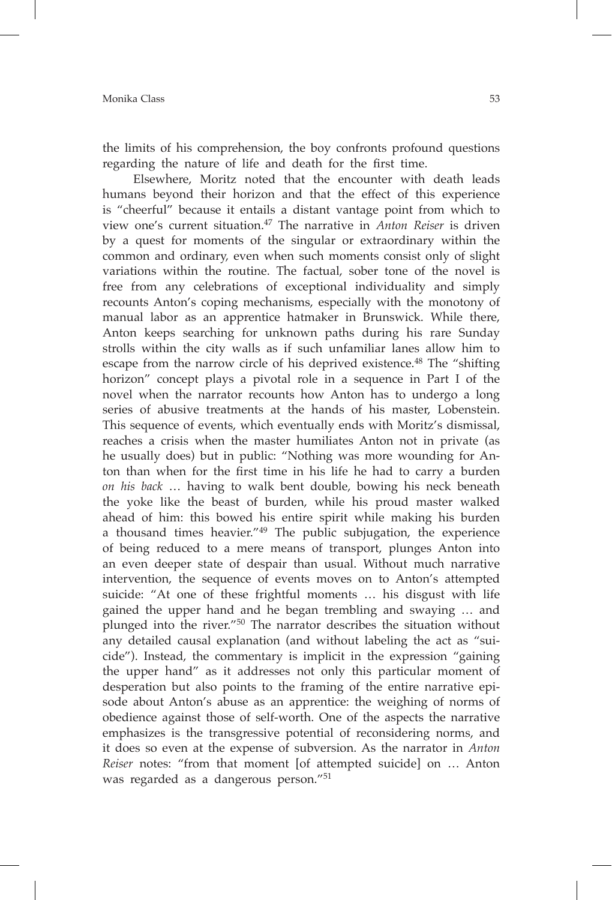the limits of his comprehension, the boy confronts profound questions regarding the nature of life and death for the first time.

Elsewhere, Moritz noted that the encounter with death leads humans beyond their horizon and that the effect of this experience is "cheerful" because it entails a distant vantage point from which to view one's current situation.[47] The narrative in *Anton Reiser* is driven by a quest for moments of the singular or extraordinary within the common and ordinary, even when such moments consist only of slight variations within the routine. The factual, sober tone of the novel is free from any celebrations of exceptional individuality and simply recounts Anton's coping mechanisms, especially with the monotony of manual labor as an apprentice hatmaker in Brunswick. While there, Anton keeps searching for unknown paths during his rare Sunday strolls within the city walls as if such unfamiliar lanes allow him to escape from the narrow circle of his deprived existence.[48] The "shifting horizon" concept plays a pivotal role in a sequence in Part I of the novel when the narrator recounts how Anton has to undergo a long series of abusive treatments at the hands of his master, Lobenstein. This sequence of events, which eventually ends with Moritz's dismissal, reaches a crisis when the master humiliates Anton not in private (as he usually does) but in public: "Nothing was more wounding for Anton than when for the first time in his life he had to carry a burden *on his back* … having to walk bent double, bowing his neck beneath the yoke like the beast of burden, while his proud master walked ahead of him: this bowed his entire spirit while making his burden a thousand times heavier."[49] The public subjugation, the experience of being reduced to a mere means of transport, plunges Anton into an even deeper state of despair than usual. Without much narrative intervention, the sequence of events moves on to Anton's attempted suicide: "At one of these frightful moments … his disgust with life gained the upper hand and he began trembling and swaying … and plunged into the river."[50] The narrator describes the situation without any detailed causal explanation (and without labeling the act as "suicide"). Instead, the commentary is implicit in the expression "gaining the upper hand" as it addresses not only this particular moment of desperation but also points to the framing of the entire narrative episode about Anton's abuse as an apprentice: the weighing of norms of obedience against those of self-worth. One of the aspects the narrative emphasizes is the transgressive potential of reconsidering norms, and it does so even at the expense of subversion. As the narrator in *Anton Reiser* notes: "from that moment [of attempted suicide] on … Anton was regarded as a dangerous person."[51]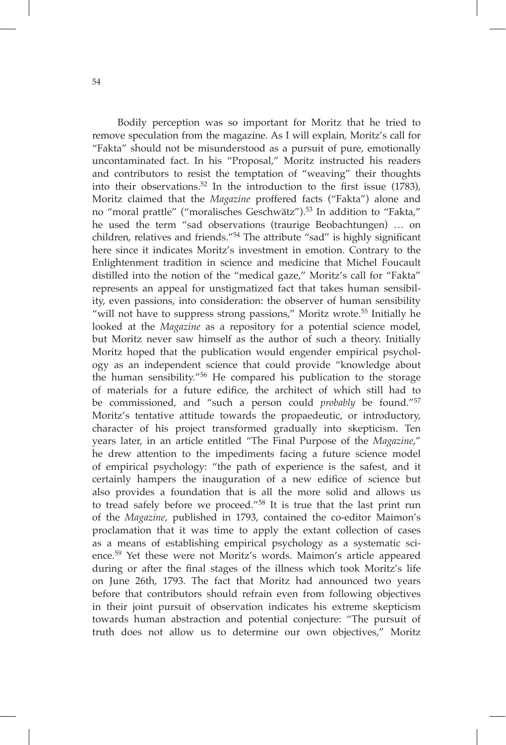Bodily perception was so important for Moritz that he tried to remove speculation from the magazine. As I will explain, Moritz's call for "Fakta" should not be misunderstood as a pursuit of pure, emotionally uncontaminated fact. In his "Proposal," Moritz instructed his readers and contributors to resist the temptation of "weaving" their thoughts into their observations.[52] In the introduction to the first issue (1783), Moritz claimed that the *Magazine* proffered facts ("Fakta") alone and no "moral prattle" ("moralisches Geschwätz").[53] In addition to "Fakta," he used the term "sad observations (traurige Beobachtungen) … on children, relatives and friends."[54] The attribute "sad" is highly significant here since it indicates Moritz's investment in emotion. Contrary to the Enlightenment tradition in science and medicine that Michel Foucault distilled into the notion of the "medical gaze," Moritz's call for "Fakta" represents an appeal for unstigmatized fact that takes human sensibility, even passions, into consideration: the observer of human sensibility "will not have to suppress strong passions," Moritz wrote.[55] Initially he looked at the *Magazine* as a repository for a potential science model, but Moritz never saw himself as the author of such a theory. Initially Moritz hoped that the publication would engender empirical psychology as an independent science that could provide "knowledge about the human sensibility."[56] He compared his publication to the storage of materials for a future edifice, the architect of which still had to be commissioned, and "such a person could *probably* be found."[57] Moritz's tentative attitude towards the propaedeutic, or introductory, character of his project transformed gradually into skepticism. Ten years later, in an article entitled "The Final Purpose of the *Magazine*," he drew attention to the impediments facing a future science model of empirical psychology: "the path of experience is the safest, and it certainly hampers the inauguration of a new edifice of science but also provides a foundation that is all the more solid and allows us to tread safely before we proceed."[58] It is true that the last print run of the *Magazine*, published in 1793, contained the co-editor Maimon's proclamation that it was time to apply the extant collection of cases as a means of establishing empirical psychology as a systematic science.[59] Yet these were not Moritz's words. Maimon's article appeared during or after the final stages of the illness which took Moritz's life on June 26th, 1793. The fact that Moritz had announced two years before that contributors should refrain even from following objectives in their joint pursuit of observation indicates his extreme skepticism towards human abstraction and potential conjecture: "The pursuit of truth does not allow us to determine our own objectives," Moritz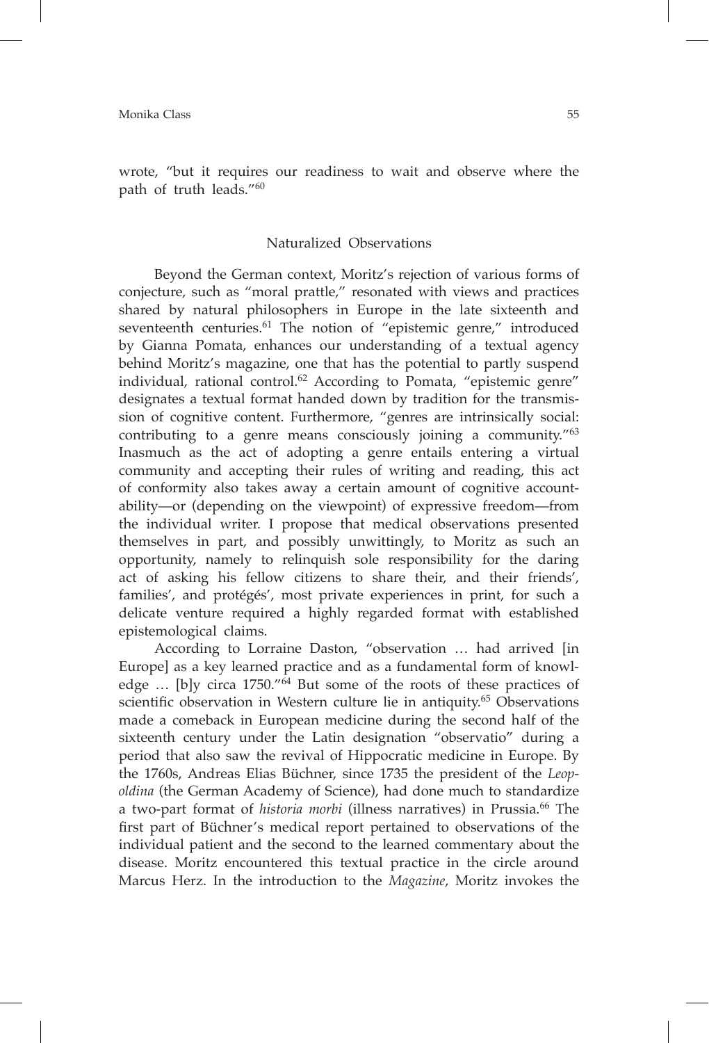wrote, "but it requires our readiness to wait and observe where the path of truth leads."[60]

## Naturalized Observations

Beyond the German context, Moritz's rejection of various forms of conjecture, such as "moral prattle," resonated with views and practices shared by natural philosophers in Europe in the late sixteenth and seventeenth centuries.[61] The notion of "epistemic genre," introduced by Gianna Pomata, enhances our understanding of a textual agency behind Moritz's magazine, one that has the potential to partly suspend individual, rational control.[62] According to Pomata, "epistemic genre" designates a textual format handed down by tradition for the transmission of cognitive content. Furthermore, "genres are intrinsically social: contributing to a genre means consciously joining a community."[63] Inasmuch as the act of adopting a genre entails entering a virtual community and accepting their rules of writing and reading, this act of conformity also takes away a certain amount of cognitive accountability—or (depending on the viewpoint) of expressive freedom—from the individual writer. I propose that medical observations presented themselves in part, and possibly unwittingly, to Moritz as such an opportunity, namely to relinquish sole responsibility for the daring act of asking his fellow citizens to share their, and their friends', families', and protégés', most private experiences in print, for such a delicate venture required a highly regarded format with established epistemological claims.

According to Lorraine Daston, "observation … had arrived [in Europe] as a key learned practice and as a fundamental form of knowledge … [b]y circa 1750."[64] But some of the roots of these practices of scientific observation in Western culture lie in antiquity.[65] Observations made a comeback in European medicine during the second half of the sixteenth century under the Latin designation "observatio" during a period that also saw the revival of Hippocratic medicine in Europe. By the 1760s, Andreas Elias Büchner, since 1735 the president of the *Leopoldina* (the German Academy of Science), had done much to standardize a two-part format of *historia morbi* (illness narratives) in Prussia.[66] The first part of Büchner's medical report pertained to observations of the individual patient and the second to the learned commentary about the disease. Moritz encountered this textual practice in the circle around Marcus Herz. In the introduction to the *Magazine*, Moritz invokes the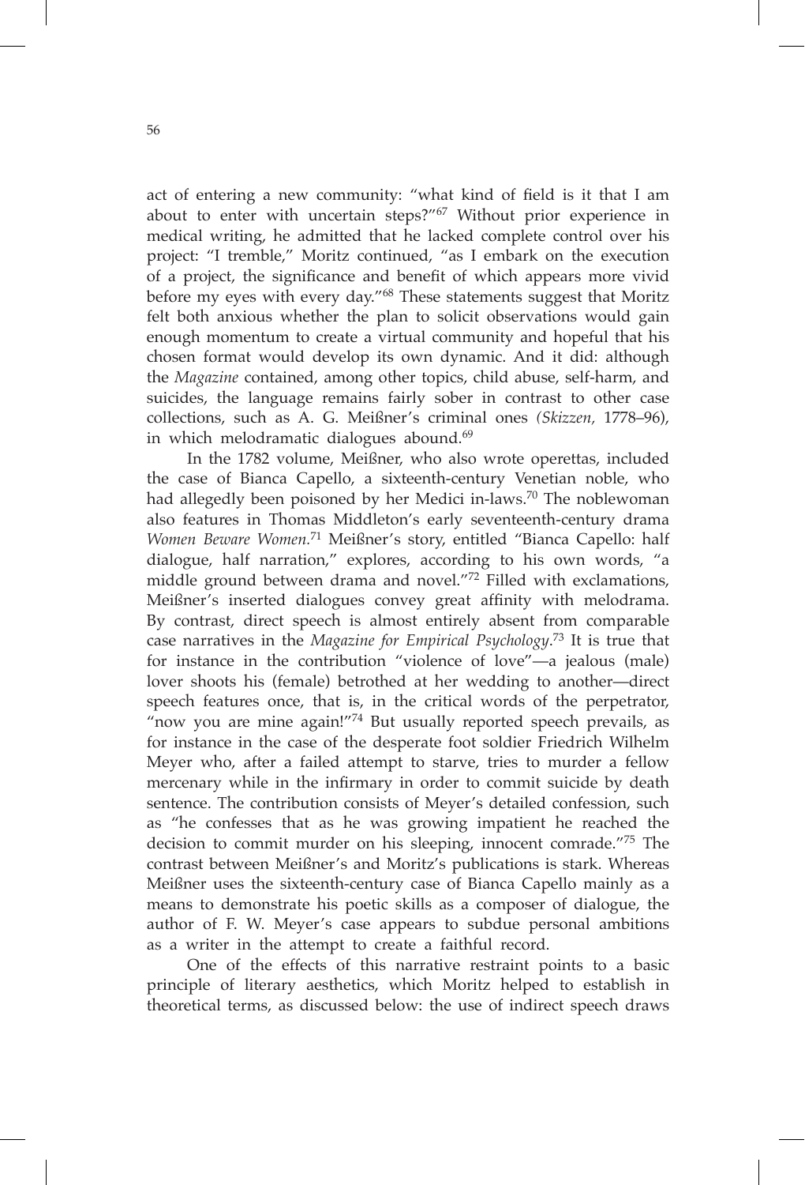act of entering a new community: "what kind of field is it that I am about to enter with uncertain steps?"[67] Without prior experience in medical writing, he admitted that he lacked complete control over his project: "I tremble," Moritz continued, "as I embark on the execution of a project, the significance and benefit of which appears more vivid before my eyes with every day."[68] These statements suggest that Moritz felt both anxious whether the plan to solicit observations would gain enough momentum to create a virtual community and hopeful that his chosen format would develop its own dynamic. And it did: although the *Magazine* contained, among other topics, child abuse, self-harm, and suicides, the language remains fairly sober in contrast to other case collections, such as A. G. Meißner's criminal ones *(Skizzen,* 1778–96), in which melodramatic dialogues abound.[69]

In the 1782 volume, Meißner, who also wrote operettas, included the case of Bianca Capello, a sixteenth-century Venetian noble, who had allegedly been poisoned by her Medici in-laws.[70] The noblewoman also features in Thomas Middleton's early seventeenth-century drama *Women Beware Women*.[71] Meißner's story, entitled "Bianca Capello: half dialogue, half narration," explores, according to his own words, "a middle ground between drama and novel."[72] Filled with exclamations, Meißner's inserted dialogues convey great affinity with melodrama. By contrast, direct speech is almost entirely absent from comparable case narratives in the *Magazine for Empirical Psychology*.[73] It is true that for instance in the contribution "violence of love"—a jealous (male) lover shoots his (female) betrothed at her wedding to another—direct speech features once, that is, in the critical words of the perpetrator, "now you are mine again!"[74] But usually reported speech prevails, as for instance in the case of the desperate foot soldier Friedrich Wilhelm Meyer who, after a failed attempt to starve, tries to murder a fellow mercenary while in the infirmary in order to commit suicide by death sentence. The contribution consists of Meyer's detailed confession, such as "he confesses that as he was growing impatient he reached the decision to commit murder on his sleeping, innocent comrade."[75] The contrast between Meißner's and Moritz's publications is stark. Whereas Meißner uses the sixteenth-century case of Bianca Capello mainly as a means to demonstrate his poetic skills as a composer of dialogue, the author of F. W. Meyer's case appears to subdue personal ambitions as a writer in the attempt to create a faithful record.

One of the effects of this narrative restraint points to a basic principle of literary aesthetics, which Moritz helped to establish in theoretical terms, as discussed below: the use of indirect speech draws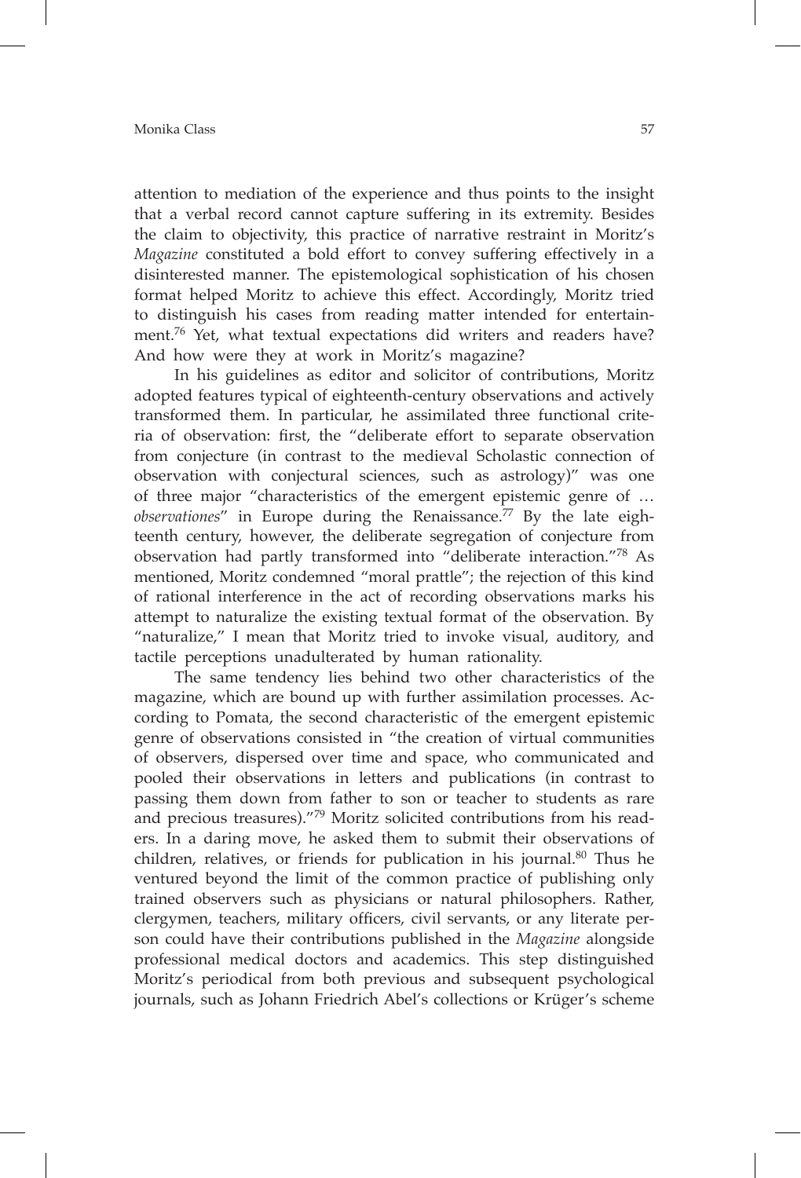attention to mediation of the experience and thus points to the insight that a verbal record cannot capture suffering in its extremity. Besides the claim to objectivity, this practice of narrative restraint in Moritz's *Magazine* constituted a bold effort to convey suffering effectively in a disinterested manner. The epistemological sophistication of his chosen format helped Moritz to achieve this effect. Accordingly, Moritz tried to distinguish his cases from reading matter intended for entertainment.[76] Yet, what textual expectations did writers and readers have? And how were they at work in Moritz's magazine?

In his guidelines as editor and solicitor of contributions, Moritz adopted features typical of eighteenth-century observations and actively transformed them. In particular, he assimilated three functional criteria of observation: first, the "deliberate effort to separate observation from conjecture (in contrast to the medieval Scholastic connection of observation with conjectural sciences, such as astrology)" was one of three major "characteristics of the emergent epistemic genre of … *observationes*" in Europe during the Renaissance.[77] By the late eighteenth century, however, the deliberate segregation of conjecture from observation had partly transformed into "deliberate interaction."[78] As mentioned, Moritz condemned "moral prattle"; the rejection of this kind of rational interference in the act of recording observations marks his attempt to naturalize the existing textual format of the observation. By "naturalize," I mean that Moritz tried to invoke visual, auditory, and tactile perceptions unadulterated by human rationality.

The same tendency lies behind two other characteristics of the magazine, which are bound up with further assimilation processes. According to Pomata, the second characteristic of the emergent epistemic genre of observations consisted in "the creation of virtual communities of observers, dispersed over time and space, who communicated and pooled their observations in letters and publications (in contrast to passing them down from father to son or teacher to students as rare and precious treasures)."[79] Moritz solicited contributions from his readers. In a daring move, he asked them to submit their observations of children, relatives, or friends for publication in his journal.[80] Thus he ventured beyond the limit of the common practice of publishing only trained observers such as physicians or natural philosophers. Rather, clergymen, teachers, military officers, civil servants, or any literate person could have their contributions published in the *Magazine* alongside professional medical doctors and academics. This step distinguished Moritz's periodical from both previous and subsequent psychological journals, such as Johann Friedrich Abel's collections or Krüger's scheme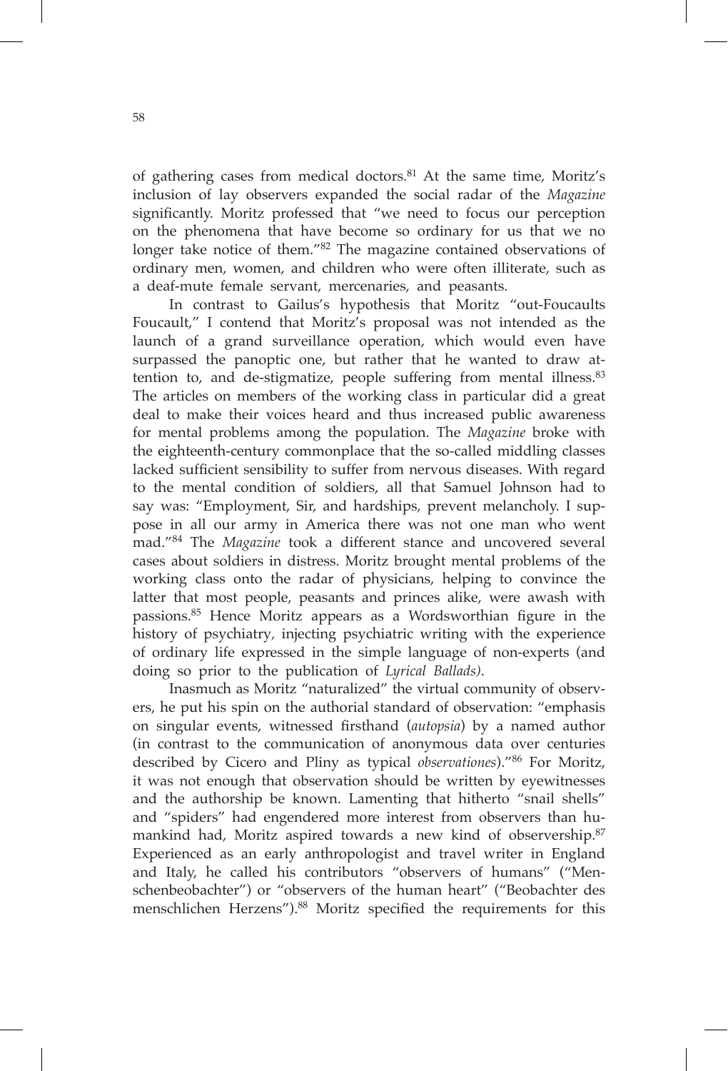of gathering cases from medical doctors.[81] At the same time, Moritz's inclusion of lay observers expanded the social radar of the *Magazine* significantly. Moritz professed that "we need to focus our perception on the phenomena that have become so ordinary for us that we no longer take notice of them."[82] The magazine contained observations of ordinary men, women, and children who were often illiterate, such as a deaf-mute female servant, mercenaries, and peasants.

In contrast to Gailus's hypothesis that Moritz "out-Foucaults Foucault," I contend that Moritz's proposal was not intended as the launch of a grand surveillance operation, which would even have surpassed the panoptic one, but rather that he wanted to draw attention to, and de-stigmatize, people suffering from mental illness.[83] The articles on members of the working class in particular did a great deal to make their voices heard and thus increased public awareness for mental problems among the population. The *Magazine* broke with the eighteenth-century commonplace that the so-called middling classes lacked sufficient sensibility to suffer from nervous diseases. With regard to the mental condition of soldiers, all that Samuel Johnson had to say was: "Employment, Sir, and hardships, prevent melancholy. I suppose in all our army in America there was not one man who went mad."[84] The *Magazine* took a different stance and uncovered several cases about soldiers in distress. Moritz brought mental problems of the working class onto the radar of physicians, helping to convince the latter that most people, peasants and princes alike, were awash with passions.[85] Hence Moritz appears as a Wordsworthian figure in the history of psychiatry, injecting psychiatric writing with the experience of ordinary life expressed in the simple language of non-experts (and doing so prior to the publication of *Lyrical Ballads)*.

Inasmuch as Moritz "naturalized" the virtual community of observers, he put his spin on the authorial standard of observation: "emphasis on singular events, witnessed firsthand (*autopsia*) by a named author (in contrast to the communication of anonymous data over centuries described by Cicero and Pliny as typical *observationes*)."[86] For Moritz, it was not enough that observation should be written by eyewitnesses and the authorship be known. Lamenting that hitherto "snail shells" and "spiders" had engendered more interest from observers than humankind had, Moritz aspired towards a new kind of observership.[87] Experienced as an early anthropologist and travel writer in England and Italy, he called his contributors "observers of humans" ("Menschenbeobachter") or "observers of the human heart" ("Beobachter des menschlichen Herzens").[88] Moritz specified the requirements for this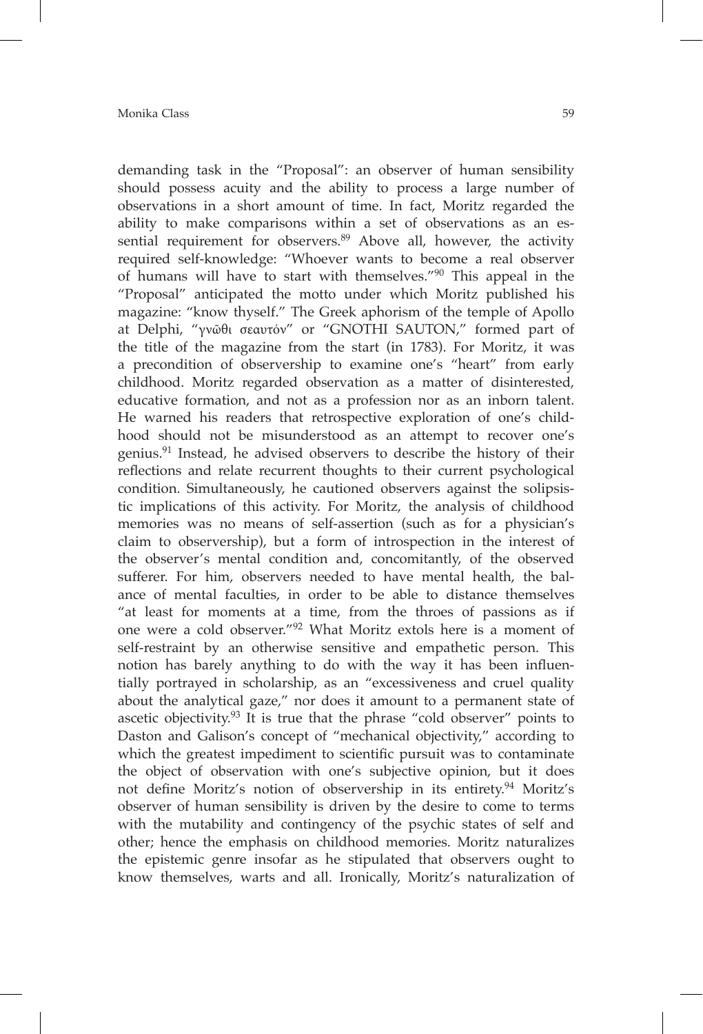demanding task in the "Proposal": an observer of human sensibility should possess acuity and the ability to process a large number of observations in a short amount of time. In fact, Moritz regarded the ability to make comparisons within a set of observations as an essential requirement for observers.[89] Above all, however, the activity required self-knowledge: "Whoever wants to become a real observer of humans will have to start with themselves."[90] This appeal in the "Proposal" anticipated the motto under which Moritz published his magazine: "know thyself." The Greek aphorism of the temple of Apollo at Delphi, "γνῶθι σεαυτόν" or "GNOTHI SAUTON," formed part of the title of the magazine from the start (in 1783). For Moritz, it was a precondition of observership to examine one's "heart" from early childhood. Moritz regarded observation as a matter of disinterested, educative formation, and not as a profession nor as an inborn talent. He warned his readers that retrospective exploration of one's childhood should not be misunderstood as an attempt to recover one's genius.[91] Instead, he advised observers to describe the history of their reflections and relate recurrent thoughts to their current psychological condition. Simultaneously, he cautioned observers against the solipsistic implications of this activity. For Moritz, the analysis of childhood memories was no means of self-assertion (such as for a physician's claim to observership), but a form of introspection in the interest of the observer's mental condition and, concomitantly, of the observed sufferer. For him, observers needed to have mental health, the balance of mental faculties, in order to be able to distance themselves "at least for moments at a time, from the throes of passions as if one were a cold observer."[92] What Moritz extols here is a moment of self-restraint by an otherwise sensitive and empathetic person. This notion has barely anything to do with the way it has been influentially portrayed in scholarship, as an "excessiveness and cruel quality about the analytical gaze," nor does it amount to a permanent state of ascetic objectivity.[93] It is true that the phrase "cold observer" points to Daston and Galison's concept of "mechanical objectivity," according to which the greatest impediment to scientific pursuit was to contaminate the object of observation with one's subjective opinion, but it does not define Moritz's notion of observership in its entirety.[94] Moritz's observer of human sensibility is driven by the desire to come to terms with the mutability and contingency of the psychic states of self and other; hence the emphasis on childhood memories. Moritz naturalizes the epistemic genre insofar as he stipulated that observers ought to know themselves, warts and all. Ironically, Moritz's naturalization of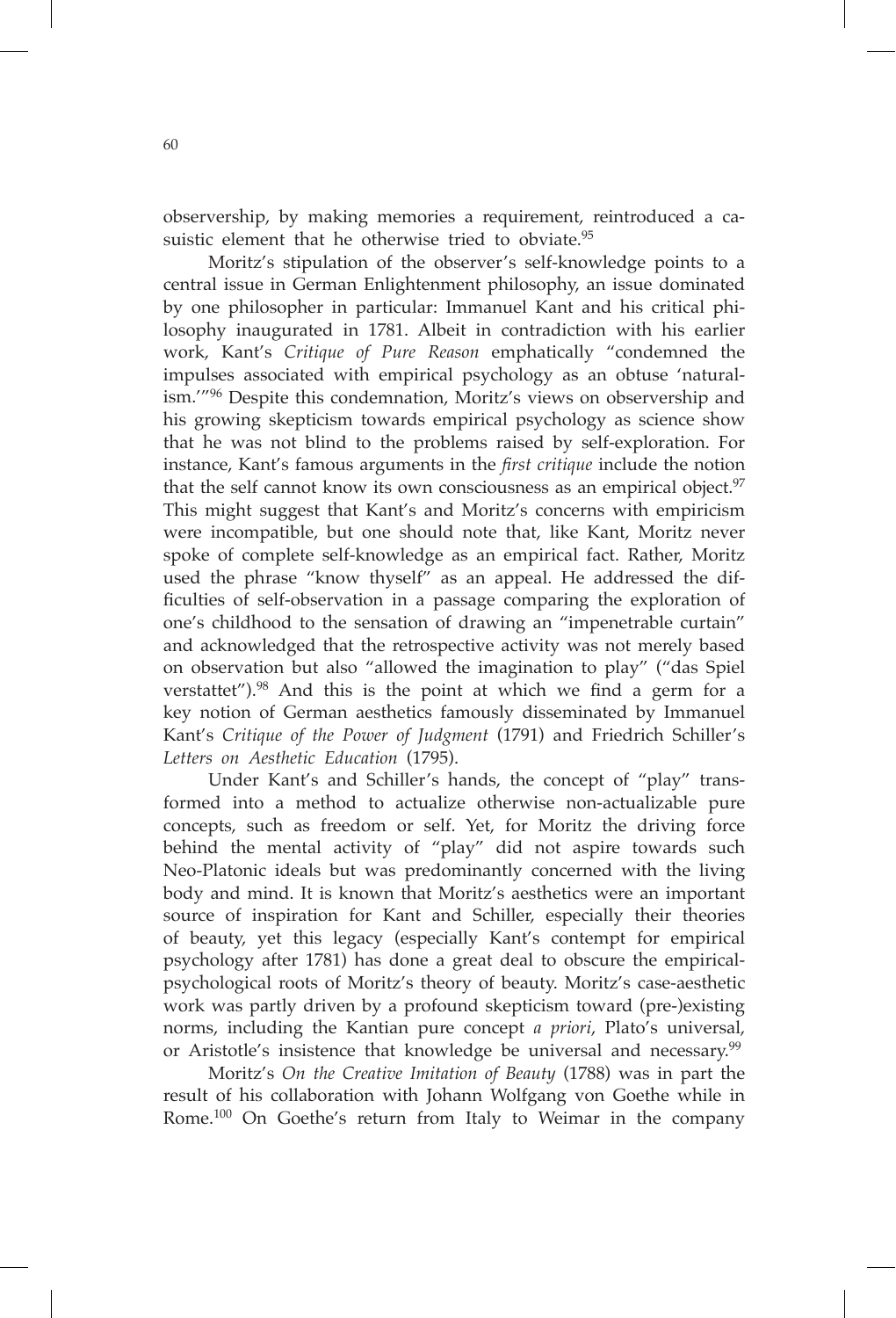observership, by making memories a requirement, reintroduced a casuistic element that he otherwise tried to obviate.[95]

Moritz's stipulation of the observer's self-knowledge points to a central issue in German Enlightenment philosophy, an issue dominated by one philosopher in particular: Immanuel Kant and his critical philosophy inaugurated in 1781. Albeit in contradiction with his earlier work, Kant's *Critique of Pure Reason* emphatically "condemned the impulses associated with empirical psychology as an obtuse 'naturalism.'"[96] Despite this condemnation, Moritz's views on observership and his growing skepticism towards empirical psychology as science show that he was not blind to the problems raised by self-exploration. For instance, Kant's famous arguments in the *first critique* include the notion that the self cannot know its own consciousness as an empirical object.[97] This might suggest that Kant's and Moritz's concerns with empiricism were incompatible, but one should note that, like Kant, Moritz never spoke of complete self-knowledge as an empirical fact. Rather, Moritz used the phrase "know thyself" as an appeal. He addressed the difficulties of self-observation in a passage comparing the exploration of one's childhood to the sensation of drawing an "impenetrable curtain" and acknowledged that the retrospective activity was not merely based on observation but also "allowed the imagination to play" ("das Spiel verstattet").[98] And this is the point at which we find a germ for a key notion of German aesthetics famously disseminated by Immanuel Kant's *Critique of the Power of Judgment* (1791) and Friedrich Schiller's *Letters on Aesthetic Education* (1795).

Under Kant's and Schiller's hands, the concept of "play" transformed into a method to actualize otherwise non-actualizable pure concepts, such as freedom or self. Yet, for Moritz the driving force behind the mental activity of "play" did not aspire towards such Neo-Platonic ideals but was predominantly concerned with the living body and mind. It is known that Moritz's aesthetics were an important source of inspiration for Kant and Schiller, especially their theories of beauty, yet this legacy (especially Kant's contempt for empirical psychology after 1781) has done a great deal to obscure the empirical-psychological roots of Moritz's theory of beauty. Moritz's case-aesthetic work was partly driven by a profound skepticism toward (pre-)existing norms, including the Kantian pure concept *a priori*, Plato's universal, or Aristotle's insistence that knowledge be universal and necessary.[99]

Moritz's *On the Creative Imitation of Beauty* (1788) was in part the result of his collaboration with Johann Wolfgang von Goethe while in Rome.[100] On Goethe's return from Italy to Weimar in the company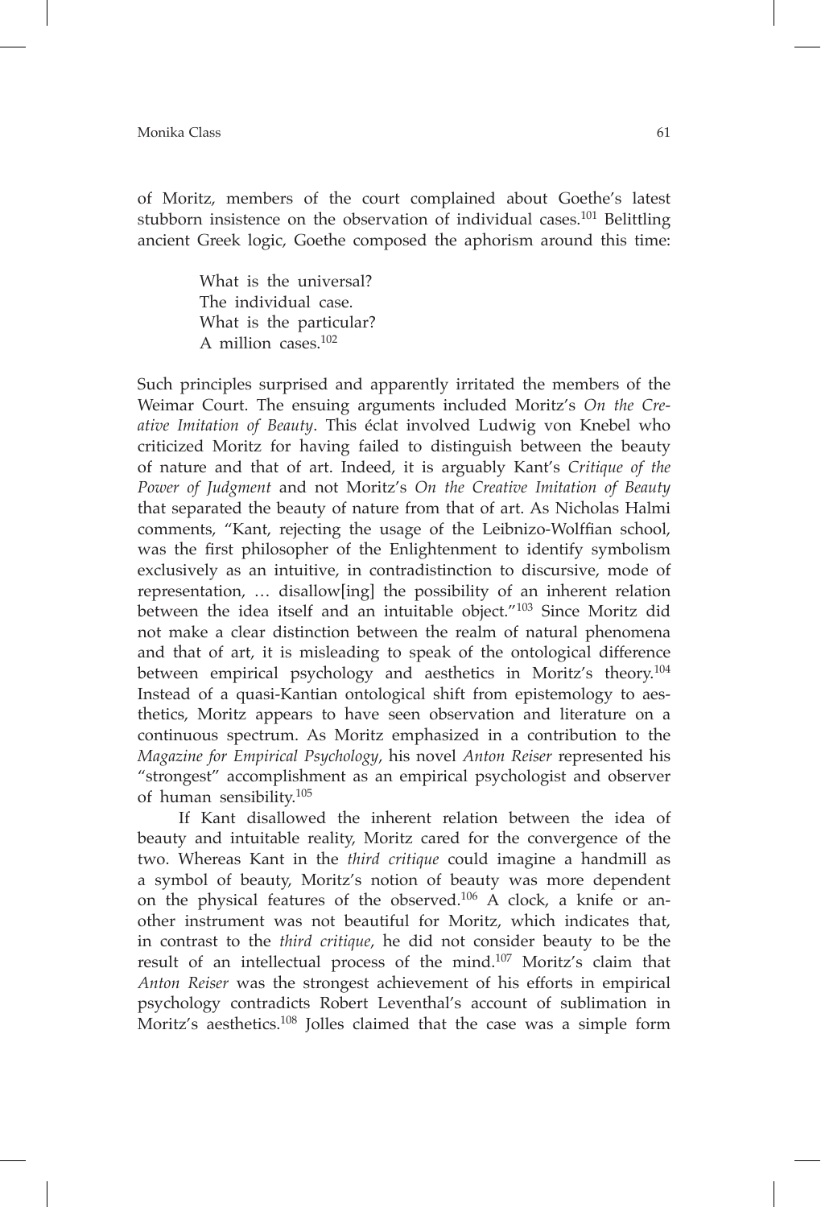of Moritz, members of the court complained about Goethe's latest stubborn insistence on the observation of individual cases.[101] Belittling ancient Greek logic, Goethe composed the aphorism around this time:

> What is the universal?
> The individual case.
> What is the particular?
> A million cases.[102]

Such principles surprised and apparently irritated the members of the Weimar Court. The ensuing arguments included Moritz's *On the Creative Imitation of Beauty*. This éclat involved Ludwig von Knebel who criticized Moritz for having failed to distinguish between the beauty of nature and that of art. Indeed, it is arguably Kant's *Critique of the Power of Judgment* and not Moritz's *On the Creative Imitation of Beauty* that separated the beauty of nature from that of art. As Nicholas Halmi comments, "Kant, rejecting the usage of the Leibnizo-Wolffian school, was the first philosopher of the Enlightenment to identify symbolism exclusively as an intuitive, in contradistinction to discursive, mode of representation, … disallow[ing] the possibility of an inherent relation between the idea itself and an intuitable object."[103] Since Moritz did not make a clear distinction between the realm of natural phenomena and that of art, it is misleading to speak of the ontological difference between empirical psychology and aesthetics in Moritz's theory.[104] Instead of a quasi-Kantian ontological shift from epistemology to aesthetics, Moritz appears to have seen observation and literature on a continuous spectrum. As Moritz emphasized in a contribution to the *Magazine for Empirical Psychology*, his novel *Anton Reiser* represented his "strongest" accomplishment as an empirical psychologist and observer of human sensibility.[105]

If Kant disallowed the inherent relation between the idea of beauty and intuitable reality, Moritz cared for the convergence of the two. Whereas Kant in the *third critique* could imagine a handmill as a symbol of beauty, Moritz's notion of beauty was more dependent on the physical features of the observed.[106] A clock, a knife or another instrument was not beautiful for Moritz, which indicates that, in contrast to the *third critique*, he did not consider beauty to be the result of an intellectual process of the mind.[107] Moritz's claim that *Anton Reiser* was the strongest achievement of his efforts in empirical psychology contradicts Robert Leventhal's account of sublimation in Moritz's aesthetics.[108] Jolles claimed that the case was a simple form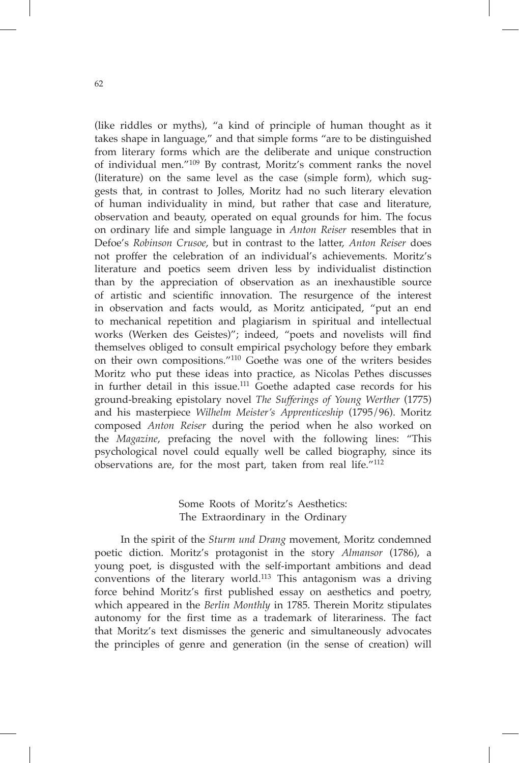(like riddles or myths), "a kind of principle of human thought as it takes shape in language," and that simple forms "are to be distinguished from literary forms which are the deliberate and unique construction of individual men."[109] By contrast, Moritz's comment ranks the novel (literature) on the same level as the case (simple form), which suggests that, in contrast to Jolles, Moritz had no such literary elevation of human individuality in mind, but rather that case and literature, observation and beauty, operated on equal grounds for him. The focus on ordinary life and simple language in *Anton Reiser* resembles that in Defoe's *Robinson Crusoe*, but in contrast to the latter, *Anton Reiser* does not proffer the celebration of an individual's achievements. Moritz's literature and poetics seem driven less by individualist distinction than by the appreciation of observation as an inexhaustible source of artistic and scientific innovation. The resurgence of the interest in observation and facts would, as Moritz anticipated, "put an end to mechanical repetition and plagiarism in spiritual and intellectual works (Werken des Geistes)"; indeed, "poets and novelists will find themselves obliged to consult empirical psychology before they embark on their own compositions."[110] Goethe was one of the writers besides Moritz who put these ideas into practice, as Nicolas Pethes discusses in further detail in this issue.[111] Goethe adapted case records for his ground-breaking epistolary novel *The Sufferings of Young Werther* (1775) and his masterpiece *Wilhelm Meister's Apprenticeship* (1795/96). Moritz composed *Anton Reiser* during the period when he also worked on the *Magazine*, prefacing the novel with the following lines: "This psychological novel could equally well be called biography, since its observations are, for the most part, taken from real life."[112]

## Some Roots of Moritz's Aesthetics: The Extraordinary in the Ordinary

In the spirit of the *Sturm und Drang* movement, Moritz condemned poetic diction. Moritz's protagonist in the story *Almansor* (1786), a young poet, is disgusted with the self-important ambitions and dead conventions of the literary world.[113] This antagonism was a driving force behind Moritz's first published essay on aesthetics and poetry, which appeared in the *Berlin Monthly* in 1785. Therein Moritz stipulates autonomy for the first time as a trademark of literariness. The fact that Moritz's text dismisses the generic and simultaneously advocates the principles of genre and generation (in the sense of creation) will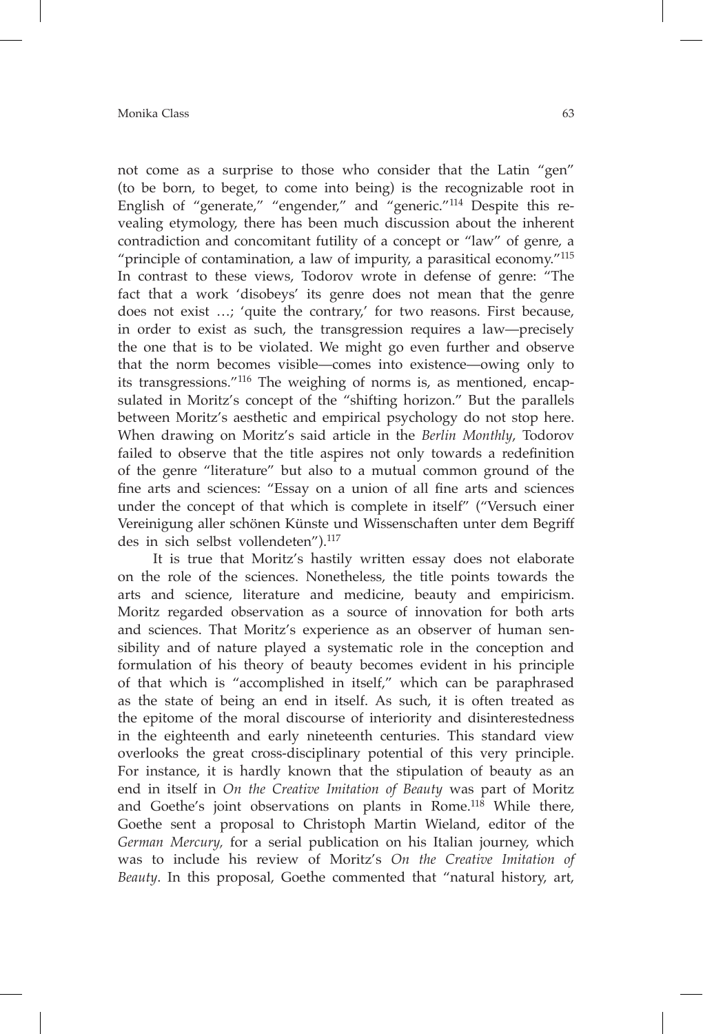not come as a surprise to those who consider that the Latin "gen" (to be born, to beget, to come into being) is the recognizable root in English of "generate," "engender," and "generic."[114] Despite this revealing etymology, there has been much discussion about the inherent contradiction and concomitant futility of a concept or "law" of genre, a "principle of contamination, a law of impurity, a parasitical economy."[115] In contrast to these views, Todorov wrote in defense of genre: "The fact that a work 'disobeys' its genre does not mean that the genre does not exist …; 'quite the contrary,' for two reasons. First because, in order to exist as such, the transgression requires a law—precisely the one that is to be violated. We might go even further and observe that the norm becomes visible—comes into existence—owing only to its transgressions."[116] The weighing of norms is, as mentioned, encapsulated in Moritz's concept of the "shifting horizon." But the parallels between Moritz's aesthetic and empirical psychology do not stop here. When drawing on Moritz's said article in the *Berlin Monthly*, Todorov failed to observe that the title aspires not only towards a redefinition of the genre "literature" but also to a mutual common ground of the fine arts and sciences: "Essay on a union of all fine arts and sciences under the concept of that which is complete in itself" ("Versuch einer Vereinigung aller schönen Künste und Wissenschaften unter dem Begriff des in sich selbst vollendeten").[117]

It is true that Moritz's hastily written essay does not elaborate on the role of the sciences. Nonetheless, the title points towards the arts and science, literature and medicine, beauty and empiricism. Moritz regarded observation as a source of innovation for both arts and sciences. That Moritz's experience as an observer of human sensibility and of nature played a systematic role in the conception and formulation of his theory of beauty becomes evident in his principle of that which is "accomplished in itself," which can be paraphrased as the state of being an end in itself. As such, it is often treated as the epitome of the moral discourse of interiority and disinterestedness in the eighteenth and early nineteenth centuries. This standard view overlooks the great cross-disciplinary potential of this very principle. For instance, it is hardly known that the stipulation of beauty as an end in itself in *On the Creative Imitation of Beauty* was part of Moritz and Goethe's joint observations on plants in Rome.[118] While there, Goethe sent a proposal to Christoph Martin Wieland, editor of the *German Mercury,* for a serial publication on his Italian journey, which was to include his review of Moritz's *On the Creative Imitation of Beauty*. In this proposal, Goethe commented that "natural history, art,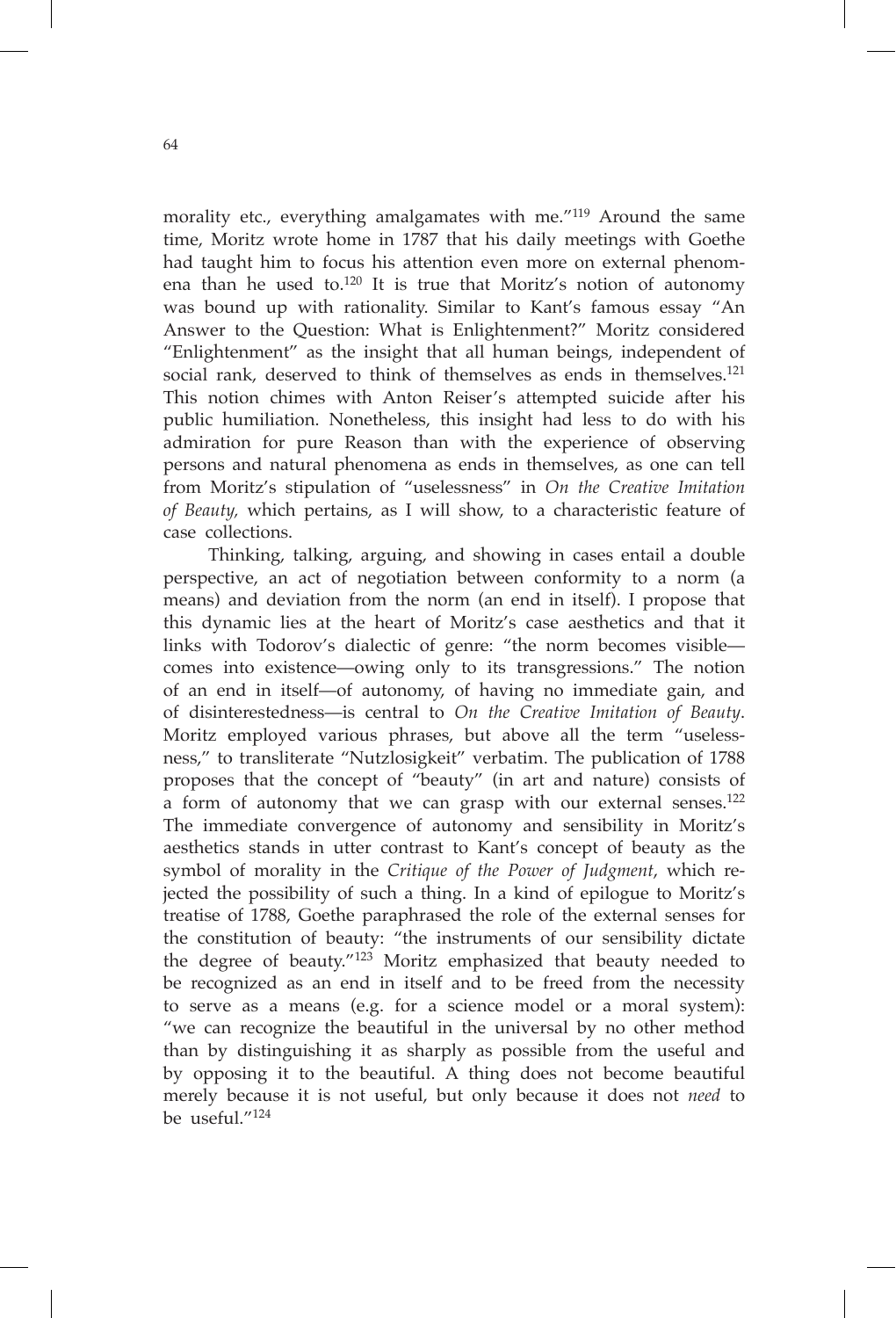morality etc., everything amalgamates with me."[119] Around the same time, Moritz wrote home in 1787 that his daily meetings with Goethe had taught him to focus his attention even more on external phenomena than he used to.[120] It is true that Moritz's notion of autonomy was bound up with rationality. Similar to Kant's famous essay "An Answer to the Question: What is Enlightenment?" Moritz considered "Enlightenment" as the insight that all human beings, independent of social rank, deserved to think of themselves as ends in themselves.[121] This notion chimes with Anton Reiser's attempted suicide after his public humiliation. Nonetheless, this insight had less to do with his admiration for pure Reason than with the experience of observing persons and natural phenomena as ends in themselves, as one can tell from Moritz's stipulation of "uselessness" in *On the Creative Imitation of Beauty,* which pertains, as I will show, to a characteristic feature of case collections.

Thinking, talking, arguing, and showing in cases entail a double perspective, an act of negotiation between conformity to a norm (a means) and deviation from the norm (an end in itself). I propose that this dynamic lies at the heart of Moritz's case aesthetics and that it links with Todorov's dialectic of genre: "the norm becomes visible—comes into existence—owing only to its transgressions." The notion of an end in itself—of autonomy, of having no immediate gain, and of disinterestedness—is central to *On the Creative Imitation of Beauty*. Moritz employed various phrases, but above all the term "uselessness," to transliterate "Nutzlosigkeit" verbatim. The publication of 1788 proposes that the concept of "beauty" (in art and nature) consists of a form of autonomy that we can grasp with our external senses.[122] The immediate convergence of autonomy and sensibility in Moritz's aesthetics stands in utter contrast to Kant's concept of beauty as the symbol of morality in the *Critique of the Power of Judgment*, which rejected the possibility of such a thing. In a kind of epilogue to Moritz's treatise of 1788, Goethe paraphrased the role of the external senses for the constitution of beauty: "the instruments of our sensibility dictate the degree of beauty."[123] Moritz emphasized that beauty needed to be recognized as an end in itself and to be freed from the necessity to serve as a means (e.g. for a science model or a moral system): "we can recognize the beautiful in the universal by no other method than by distinguishing it as sharply as possible from the useful and by opposing it to the beautiful. A thing does not become beautiful merely because it is not useful, but only because it does not *need* to be useful."[124]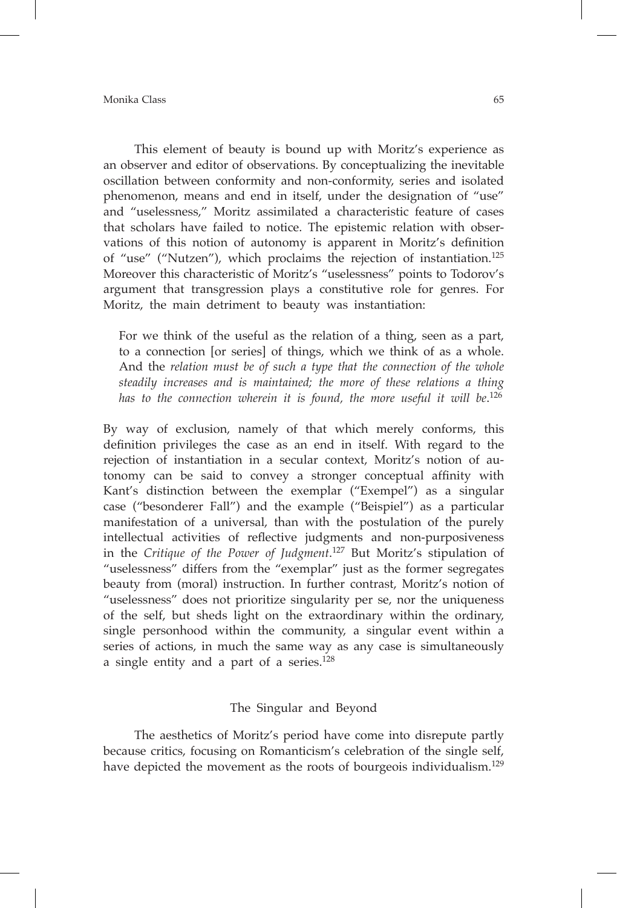This element of beauty is bound up with Moritz's experience as an observer and editor of observations. By conceptualizing the inevitable oscillation between conformity and non-conformity, series and isolated phenomenon, means and end in itself, under the designation of "use" and "uselessness," Moritz assimilated a characteristic feature of cases that scholars have failed to notice. The epistemic relation with observations of this notion of autonomy is apparent in Moritz's definition of "use" ("Nutzen"), which proclaims the rejection of instantiation.[125] Moreover this characteristic of Moritz's "uselessness" points to Todorov's argument that transgression plays a constitutive role for genres. For Moritz, the main detriment to beauty was instantiation:

> For we think of the useful as the relation of a thing, seen as a part, to a connection [or series] of things, which we think of as a whole. And the *relation must be of such a type that the connection of the whole steadily increases and is maintained; the more of these relations a thing has to the connection wherein it is found, the more useful it will be*.[126]

By way of exclusion, namely of that which merely conforms, this definition privileges the case as an end in itself. With regard to the rejection of instantiation in a secular context, Moritz's notion of autonomy can be said to convey a stronger conceptual affinity with Kant's distinction between the exemplar ("Exempel") as a singular case ("besonderer Fall") and the example ("Beispiel") as a particular manifestation of a universal, than with the postulation of the purely intellectual activities of reflective judgments and non-purposiveness in the *Critique of the Power of Judgment*.[127] But Moritz's stipulation of "uselessness" differs from the "exemplar" just as the former segregates beauty from (moral) instruction. In further contrast, Moritz's notion of "uselessness" does not prioritize singularity per se, nor the uniqueness of the self, but sheds light on the extraordinary within the ordinary, single personhood within the community, a singular event within a series of actions, in much the same way as any case is simultaneously a single entity and a part of a series.[128]

## The Singular and Beyond

The aesthetics of Moritz's period have come into disrepute partly because critics, focusing on Romanticism's celebration of the single self, have depicted the movement as the roots of bourgeois individualism.[129]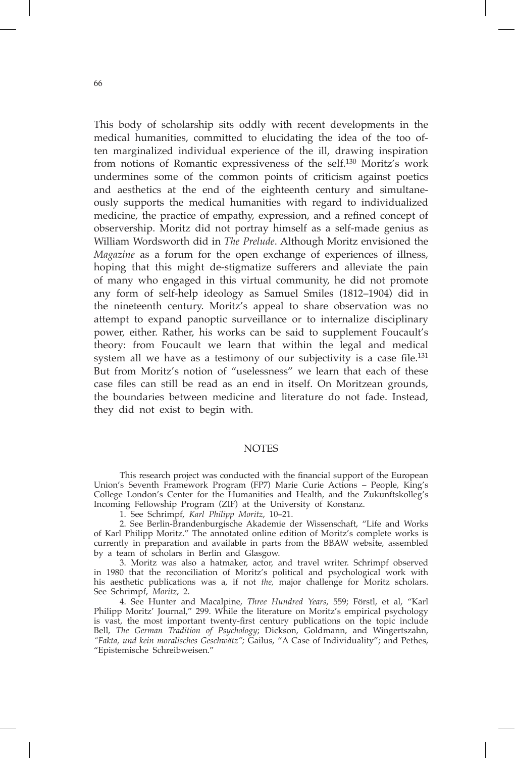This body of scholarship sits oddly with recent developments in the medical humanities, committed to elucidating the idea of the too often marginalized individual experience of the ill, drawing inspiration from notions of Romantic expressiveness of the self.[130] Moritz's work undermines some of the common points of criticism against poetics and aesthetics at the end of the eighteenth century and simultaneously supports the medical humanities with regard to individualized medicine, the practice of empathy, expression, and a refined concept of observership. Moritz did not portray himself as a self-made genius as William Wordsworth did in *The Prelude*. Although Moritz envisioned the *Magazine* as a forum for the open exchange of experiences of illness, hoping that this might de-stigmatize sufferers and alleviate the pain of many who engaged in this virtual community, he did not promote any form of self-help ideology as Samuel Smiles (1812–1904) did in the nineteenth century. Moritz's appeal to share observation was no attempt to expand panoptic surveillance or to internalize disciplinary power, either. Rather, his works can be said to supplement Foucault's theory: from Foucault we learn that within the legal and medical system all we have as a testimony of our subjectivity is a case file.[131] But from Moritz's notion of "uselessness" we learn that each of these case files can still be read as an end in itself. On Moritzean grounds, the boundaries between medicine and literature do not fade. Instead, they did not exist to begin with.

## NOTES

This research project was conducted with the financial support of the European Union's Seventh Framework Program (FP7) Marie Curie Actions – People, King's College London's Center for the Humanities and Health, and the Zukunftskolleg's Incoming Fellowship Program (ZIF) at the University of Konstanz.

1. See Schrimpf, *Karl Philipp Moritz*, 10–21.

2. See Berlin-Brandenburgische Akademie der Wissenschaft, "Life and Works of Karl Philipp Moritz." The annotated online edition of Moritz's complete works is currently in preparation and available in parts from the BBAW website, assembled by a team of scholars in Berlin and Glasgow.

3. Moritz was also a hatmaker, actor, and travel writer. Schrimpf observed in 1980 that the reconciliation of Moritz's political and psychological work with his aesthetic publications was a, if not *the*, major challenge for Moritz scholars. See Schrimpf, *Moritz*, 2.

4. See Hunter and Macalpine, *Three Hundred Years*, 559; Förstl, et al, "Karl Philipp Moritz' Journal," 299. While the literature on Moritz's empirical psychology is vast, the most important twenty-first century publications on the topic include Bell, *The German Tradition of Psychology*; Dickson, Goldmann, and Wingertszahn, *"Fakta, und kein moralisches Geschwätz"*; Gailus, "A Case of Individuality"; and Pethes, "Epistemische Schreibweisen."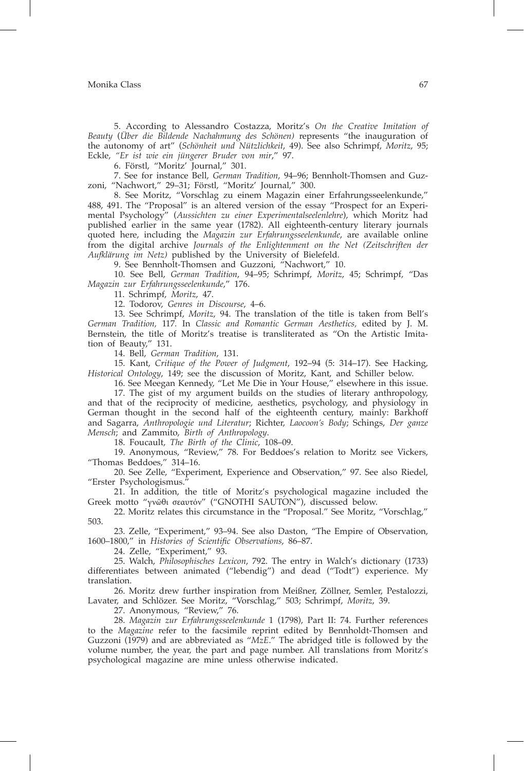5. According to Alessandro Costazza, Moritz's *On the Creative Imitation of Beauty* (*Über die Bildende Nachahmung des Schönen)* represents "the inauguration of the autonomy of art" (*Schönheit und Nützlichkeit*, 49). See also Schrimpf, *Moritz*, 95; Eckle, *"Er ist wie ein jüngerer Bruder von mir*," 97.

6. Förstl, "Moritz' Journal," 301.

7. See for instance Bell, *German Tradition*, 94–96; Bennholt-Thomsen and Guzzoni, "Nachwort," 29–31; Förstl, "Moritz' Journal," 300.

8. See Moritz, "Vorschlag zu einem Magazin einer Erfahrungsseelenkunde," 488, 491. The "Proposal" is an altered version of the essay "Prospect for an Experimental Psychology" (*Aussichten zu einer Experimentalseelenlehre*), which Moritz had published earlier in the same year (1782). All eighteenth-century literary journals quoted here, including the *Magazin zur Erfahrungsseelenkunde*, are available online from the digital archive *Journals of the Enlightenment on the Net (Zeitschriften der Aufklärung im Netz)* published by the University of Bielefeld.

9. See Bennholt-Thomsen and Guzzoni, "Nachwort," 10.

10. See Bell, *German Tradition*, 94–95; Schrimpf, *Moritz*, 45; Schrimpf, "Das *Magazin zur Erfahrungsseelenkunde*," 176.

11. Schrimpf, *Moritz*, 47.

12. Todorov, *Genres in Discourse*, 4–6.

13. See Schrimpf, *Moritz*, 94. The translation of the title is taken from Bell's *German Tradition,* 117. In *Classic and Romantic German Aesthetics,* edited by J. M. Bernstein, the title of Moritz's treatise is transliterated as "On the Artistic Imitation of Beauty," 131.

14. Bell, *German Tradition*, 131.

15. Kant, *Critique of the Power of Judgment*, 192–94 (5: 314–17). See Hacking, *Historical Ontology*, 149; see the discussion of Moritz, Kant, and Schiller below.

16. See Meegan Kennedy, "Let Me Die in Your House," elsewhere in this issue.

17. The gist of my argument builds on the studies of literary anthropology, and that of the reciprocity of medicine, aesthetics, psychology, and physiology in German thought in the second half of the eighteenth century, mainly: Barkhoff and Sagarra, *Anthropologie und Literatur*; Richter, *Laocoon's Body*; Schings, *Der ganze Mensch*; and Zammito, *Birth of Anthropology*.

18. Foucault, *The Birth of the Clinic*, 108–09.

19. Anonymous, "Review," 78. For Beddoes's relation to Moritz see Vickers, "Thomas Beddoes," 314–16.

20. See Zelle, "Experiment, Experience and Observation," 97. See also Riedel, "Erster Psychologismus."

21. In addition, the title of Moritz's psychological magazine included the Greek motto "γνῶθι σεαυτόν" ("GNOTHI SAUTON"), discussed below.

22. Moritz relates this circumstance in the "Proposal." See Moritz, "Vorschlag," 503.

23. Zelle, "Experiment," 93–94. See also Daston, "The Empire of Observation, 1600–1800," in *Histories of Scientific Observations*, 86–87.

24. Zelle, "Experiment," 93.

25. Walch, *Philosophisches Lexicon*, 792. The entry in Walch's dictionary (1733) differentiates between animated ("lebendig") and dead ("Todt") experience. My translation.

26. Moritz drew further inspiration from Meißner, Zöllner, Semler, Pestalozzi, Lavater, and Schlözer. See Moritz, "Vorschlag," 503; Schrimpf, *Moritz*, 39.

27. Anonymous, "Review," 76.

28. *Magazin zur Erfahrungsseelenkunde* 1 (1798), Part II: 74. Further references to the *Magazine* refer to the facsimile reprint edited by Bennholdt-Thomsen and Guzzoni (1979) and are abbreviated as "*MzE*." The abridged title is followed by the volume number, the year, the part and page number. All translations from Moritz's psychological magazine are mine unless otherwise indicated.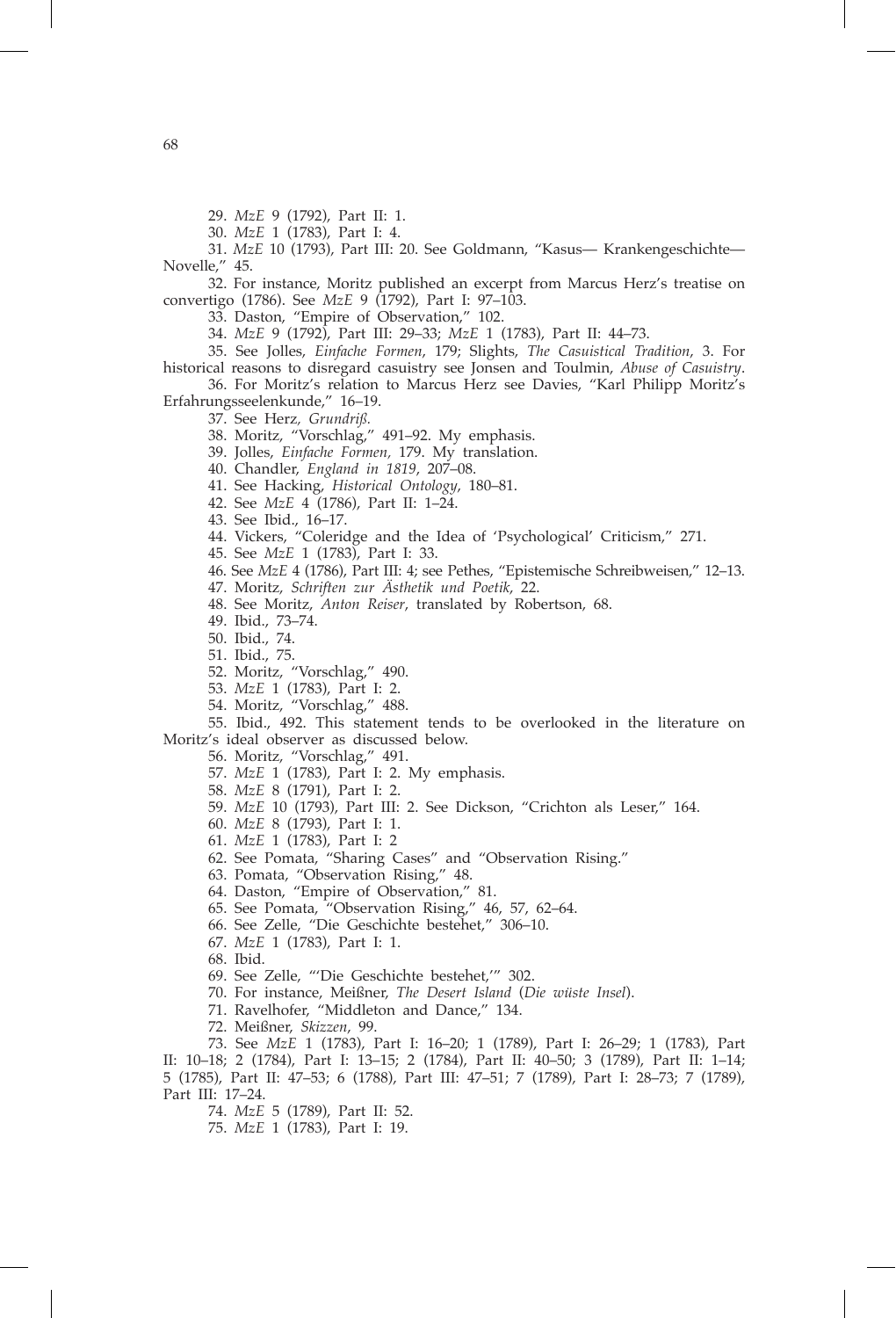29. *MzE* 9 (1792), Part II: 1.

30. *MzE* 1 (1783), Part I: 4.

31. *MzE* 10 (1793), Part III: 20. See Goldmann, "Kasus— Krankengeschichte—Novelle," 45.

32. For instance, Moritz published an excerpt from Marcus Herz's treatise on convertigo (1786). See *MzE* 9 (1792), Part I: 97–103.

33. Daston, "Empire of Observation," 102.

34. *MzE* 9 (1792), Part III: 29–33; *MzE* 1 (1783), Part II: 44–73.

35. See Jolles, *Einfache Formen*, 179; Slights, *The Casuistical Tradition*, 3. For historical reasons to disregard casuistry see Jonsen and Toulmin, *Abuse of Casuistry*.

36. For Moritz's relation to Marcus Herz see Davies, "Karl Philipp Moritz's Erfahrungsseelenkunde," 16–19.

37. See Herz, *Grundriß.*

38. Moritz, "Vorschlag," 491–92. My emphasis.

39. Jolles, *Einfache Formen,* 179. My translation.

40. Chandler, *England in 1819*, 207–08.

41. See Hacking, *Historical Ontology*, 180–81.

42. See *MzE* 4 (1786), Part II: 1–24.

43. See Ibid., 16–17.

44. Vickers, "Coleridge and the Idea of 'Psychological' Criticism," 271.

45. See *MzE* 1 (1783), Part I: 33.

46. See *MzE* 4 (1786), Part III: 4; see Pethes, "Epistemische Schreibweisen," 12–13.

47. Moritz, *Schriften zur Ästhetik und Poetik*, 22.

48. See Moritz, *Anton Reiser*, translated by Robertson, 68.

49. Ibid., 73–74.

50. Ibid., 74.

51. Ibid., 75.

52. Moritz, "Vorschlag," 490.

53. *MzE* 1 (1783), Part I: 2.

54. Moritz, "Vorschlag," 488.

55. Ibid., 492. This statement tends to be overlooked in the literature on Moritz's ideal observer as discussed below.

56. Moritz, "Vorschlag," 491.

57. *MzE* 1 (1783), Part I: 2. My emphasis.

58. *MzE* 8 (1791), Part I: 2.

59. *MzE* 10 (1793), Part III: 2. See Dickson, "Crichton als Leser," 164.

60. *MzE* 8 (1793), Part I: 1.

61. *MzE* 1 (1783), Part I: 2

62. See Pomata, "Sharing Cases" and "Observation Rising."

63. Pomata, "Observation Rising," 48.

64. Daston, "Empire of Observation," 81.

65. See Pomata, "Observation Rising," 46, 57, 62–64.

66. See Zelle, "Die Geschichte bestehet," 306–10.

67. *MzE* 1 (1783), Part I: 1.

68. Ibid.

69. See Zelle, "'Die Geschichte bestehet,'" 302.

70. For instance, Meißner, *The Desert Island* (*Die wüste Insel*).

71. Ravelhofer, "Middleton and Dance," 134.

72. Meißner, *Skizzen*, 99.

73. See *MzE* 1 (1783), Part I: 16–20; 1 (1789), Part I: 26–29; 1 (1783), Part II: 10–18; 2 (1784), Part I: 13–15; 2 (1784), Part II: 40–50; 3 (1789), Part II: 1–14; 5 (1785), Part II: 47–53; 6 (1788), Part III: 47–51; 7 (1789), Part I: 28–73; 7 (1789), Part III: 17–24.

74. *MzE* 5 (1789), Part II: 52.

75. *MzE* 1 (1783), Part I: 19.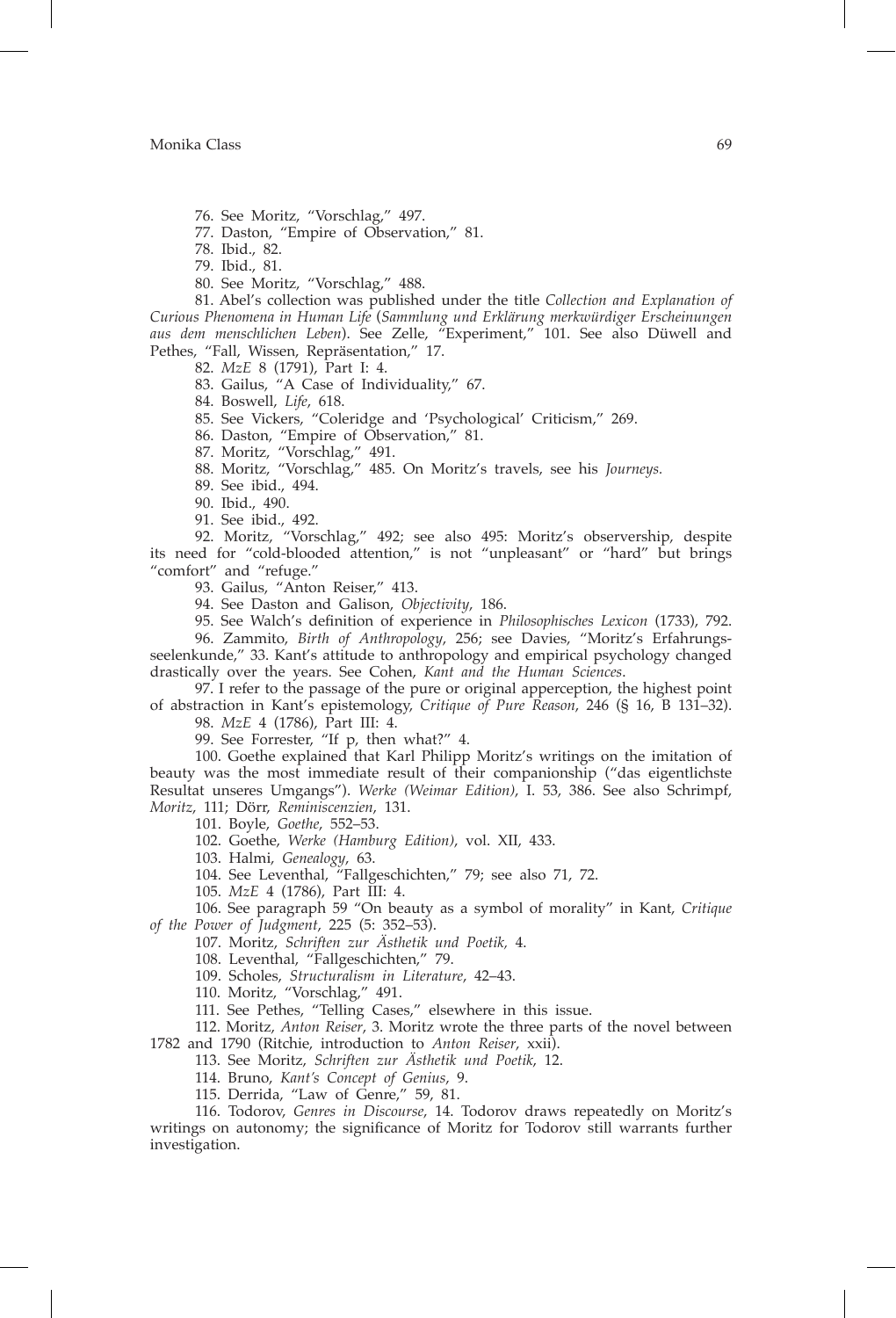76. See Moritz, "Vorschlag," 497.

77. Daston, "Empire of Observation," 81.

78. Ibid., 82.

79. Ibid., 81.

80. See Moritz, "Vorschlag," 488.

81. Abel's collection was published under the title *Collection and Explanation of Curious Phenomena in Human Life* (*Sammlung und Erklärung merkwürdiger Erscheinungen aus dem menschlichen Leben*). See Zelle, "Experiment," 101. See also Düwell and Pethes, "Fall, Wissen, Repräsentation," 17.

82. *MzE* 8 (1791), Part I: 4.

83. Gailus, "A Case of Individuality," 67.

84. Boswell, *Life*, 618.

85. See Vickers, "Coleridge and 'Psychological' Criticism," 269.

86. Daston, "Empire of Observation," 81.

87. Moritz, "Vorschlag," 491.

88. Moritz, "Vorschlag," 485. On Moritz's travels, see his *Journeys.*

89. See ibid., 494.

90. Ibid., 490.

91. See ibid., 492.

92. Moritz, "Vorschlag," 492; see also 495: Moritz's observership, despite its need for "cold-blooded attention," is not "unpleasant" or "hard" but brings "comfort" and "refuge."

93. Gailus, "Anton Reiser," 413.

94. See Daston and Galison, *Objectivity*, 186.

95. See Walch's definition of experience in *Philosophisches Lexicon* (1733), 792.

96. Zammito, *Birth of Anthropology*, 256; see Davies, "Moritz's Erfahrungsseelenkunde," 33. Kant's attitude to anthropology and empirical psychology changed drastically over the years. See Cohen, *Kant and the Human Sciences*.

97. I refer to the passage of the pure or original apperception, the highest point of abstraction in Kant's epistemology, *Critique of Pure Reason*, 246 (§ 16, B 131–32).

98. *MzE* 4 (1786), Part III: 4.

99. See Forrester, "If p, then what?" 4.

100. Goethe explained that Karl Philipp Moritz's writings on the imitation of beauty was the most immediate result of their companionship ("das eigentlichste Resultat unseres Umgangs"). *Werke (Weimar Edition)*, I. 53, 386. See also Schrimpf, *Moritz*, 111; Dörr, *Reminiscenzien*, 131.

101. Boyle, *Goethe*, 552–53.

102. Goethe, *Werke (Hamburg Edition)*, vol. XII, 433.

103. Halmi, *Genealogy*, 63.

104. See Leventhal, "Fallgeschichten," 79; see also 71, 72.

105. *MzE* 4 (1786), Part III: 4.

106. See paragraph 59 "On beauty as a symbol of morality" in Kant, *Critique of the Power of Judgment*, 225 (5: 352–53).

107. Moritz, *Schriften zur Ästhetik und Poetik,* 4.

108. Leventhal, "Fallgeschichten," 79.

109. Scholes, *Structuralism in Literature*, 42–43.

110. Moritz, "Vorschlag," 491.

111. See Pethes, "Telling Cases," elsewhere in this issue.

112. Moritz, *Anton Reiser*, 3. Moritz wrote the three parts of the novel between 1782 and 1790 (Ritchie, introduction to *Anton Reiser*, xxii).

113. See Moritz, *Schriften zur Ästhetik und Poetik*, 12.

114. Bruno, *Kant's Concept of Genius*, 9.

115. Derrida, "Law of Genre," 59, 81.

116. Todorov, *Genres in Discourse*, 14. Todorov draws repeatedly on Moritz's writings on autonomy; the significance of Moritz for Todorov still warrants further investigation.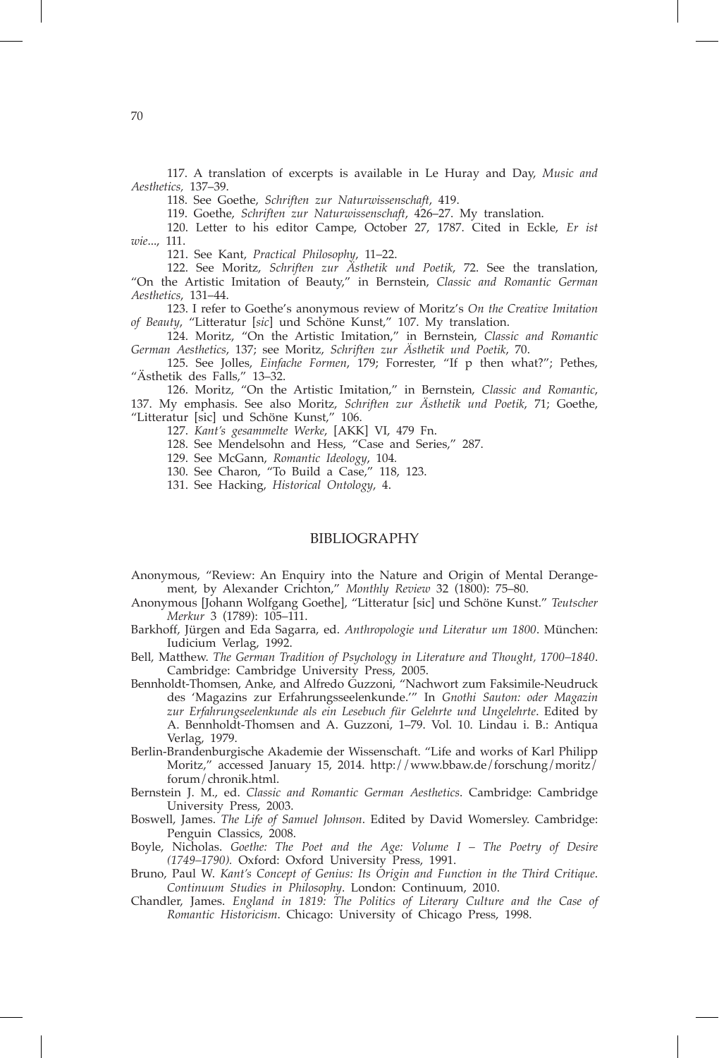117. A translation of excerpts is available in Le Huray and Day, *Music and Aesthetics,* 137–39.

118. See Goethe, *Schriften zur Naturwissenschaft*, 419.

119. Goethe, *Schriften zur Naturwissenschaft*, 426–27. My translation.

120. Letter to his editor Campe, October 27, 1787. Cited in Eckle, *Er ist wie*..., 111.

121. See Kant, *Practical Philosophy*, 11–22.

122. See Moritz, *Schriften zur Ästhetik und Poetik,* 72. See the translation, "On the Artistic Imitation of Beauty," in Bernstein, *Classic and Romantic German Aesthetics*, 131–44.

123. I refer to Goethe's anonymous review of Moritz's *On the Creative Imitation of Beauty*, "Litteratur [*sic*] und Schöne Kunst," 107. My translation.

124. Moritz, "On the Artistic Imitation," in Bernstein, *Classic and Romantic German Aesthetics*, 137; see Moritz, *Schriften zur Ästhetik und Poetik*, 70.

125. See Jolles, *Einfache Formen*, 179; Forrester, "If p then what?"; Pethes, "Ästhetik des Falls," 13–32.

126. Moritz, "On the Artistic Imitation," in Bernstein, *Classic and Romantic*, 137. My emphasis. See also Moritz, *Schriften zur Ästhetik und Poetik*, 71; Goethe, "Litteratur [sic] und Schöne Kunst," 106.

127. *Kant's gesammelte Werke*, [AKK] VI, 479 Fn.

128. See Mendelsohn and Hess, "Case and Series," 287.

129. See McGann, *Romantic Ideology*, 104.

130. See Charon, "To Build a Case," 118, 123.

131. See Hacking, *Historical Ontology*, 4.

## BIBLIOGRAPHY

Anonymous, "Review: An Enquiry into the Nature and Origin of Mental Derangement, by Alexander Crichton," *Monthly Review* 32 (1800): 75–80.

Anonymous [Johann Wolfgang Goethe], "Litteratur [sic] und Schöne Kunst." *Teutscher Merkur* 3 (1789): 105–111.

Barkhoff, Jürgen and Eda Sagarra, ed. *Anthropologie und Literatur um 1800*. München: Iudicium Verlag, 1992.

Bell, Matthew. *The German Tradition of Psychology in Literature and Thought, 1700–1840*. Cambridge: Cambridge University Press, 2005.

Bennholdt-Thomsen, Anke, and Alfredo Guzzoni, "Nachwort zum Faksimile-Neudruck des 'Magazins zur Erfahrungsseelenkunde.'" In *Gnothi Sauton: oder Magazin zur Erfahrungseelenkunde als ein Lesebuch für Gelehrte und Ungelehrte*. Edited by A. Bennholdt-Thomsen and A. Guzzoni, 1–79. Vol. 10. Lindau i. B.: Antiqua Verlag, 1979.

Berlin-Brandenburgische Akademie der Wissenschaft. "Life and works of Karl Philipp Moritz," accessed January 15, 2014. http://www.bbaw.de/forschung/moritz/forum/chronik.html.

Bernstein J. M., ed. *Classic and Romantic German Aesthetics*. Cambridge: Cambridge University Press, 2003.

Boswell, James. *The Life of Samuel Johnson*. Edited by David Womersley. Cambridge: Penguin Classics, 2008.

Boyle, Nicholas. *Goethe: The Poet and the Age: Volume I – The Poetry of Desire (1749–1790).* Oxford: Oxford University Press, 1991.

Bruno, Paul W. *Kant's Concept of Genius: Its Origin and Function in the Third Critique*. *Continuum Studies in Philosophy*. London: Continuum, 2010.

Chandler, James. *England in 1819: The Politics of Literary Culture and the Case of Romantic Historicism*. Chicago: University of Chicago Press, 1998.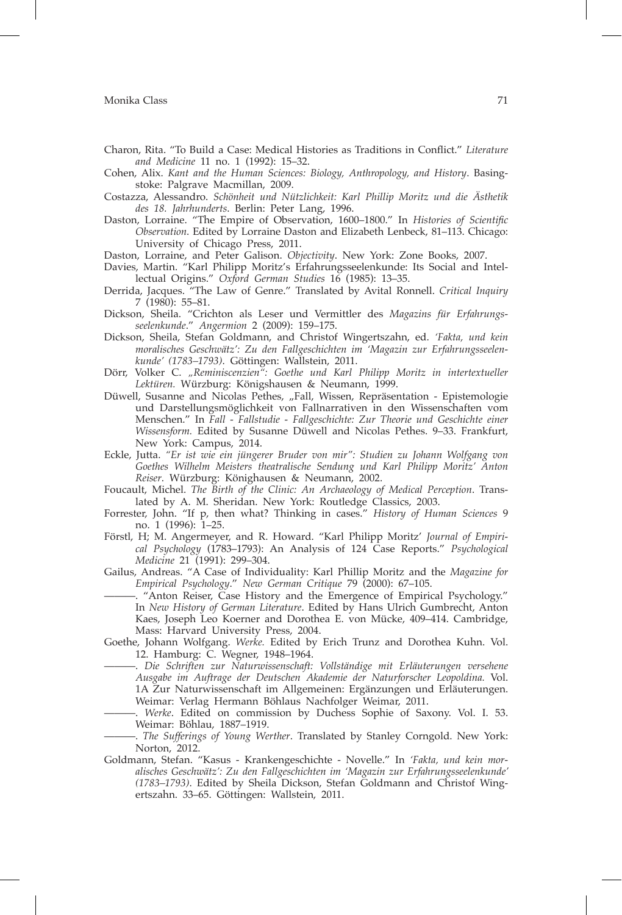Charon, Rita. "To Build a Case: Medical Histories as Traditions in Conflict." *Literature and Medicine* 11 no. 1 (1992): 15–32.

Cohen, Alix. *Kant and the Human Sciences: Biology, Anthropology, and History*. Basingstoke: Palgrave Macmillan, 2009.

Costazza, Alessandro. *Schönheit und Nützlichkeit: Karl Phillip Moritz und die Ästhetik des 18. Jahrhunderts.* Berlin: Peter Lang, 1996.

Daston, Lorraine. "The Empire of Observation, 1600–1800." In *Histories of Scientific Observation*. Edited by Lorraine Daston and Elizabeth Lenbeck, 81–113. Chicago: University of Chicago Press, 2011.

Daston, Lorraine, and Peter Galison. *Objectivity*. New York: Zone Books, 2007.

Davies, Martin. "Karl Philipp Moritz's Erfahrungsseelenkunde: Its Social and Intellectual Origins." *Oxford German Studies* 16 (1985): 13–35.

Derrida, Jacques. "The Law of Genre." Translated by Avital Ronnell. *Critical Inquiry* 7 (1980): 55–81.

Dickson, Sheila. "Crichton als Leser und Vermittler des *Magazins für Erfahrungsseelenkunde*." *Angermion* 2 (2009): 159–175.

Dickson, Sheila, Stefan Goldmann, and Christof Wingertszahn, ed. *'Fakta, und kein moralisches Geschwätz': Zu den Fallgeschichten im 'Magazin zur Erfahrungsseelenkunde' (1783–1793)*. Göttingen: Wallstein, 2011.

Dörr, Volker C. *„Reminiscenzien": Goethe und Karl Philipp Moritz in intertextueller Lektüren.* Würzburg: Königshausen & Neumann, 1999.

Düwell, Susanne and Nicolas Pethes, „Fall, Wissen, Repräsentation - Epistemologie und Darstellungsmöglichkeit von Fallnarrativen in den Wissenschaften vom Menschen." In *Fall - Fallstudie - Fallgeschichte: Zur Theorie und Geschichte einer Wissensform.* Edited by Susanne Düwell and Nicolas Pethes. 9–33. Frankfurt, New York: Campus, 2014.

Eckle, Jutta. *"Er ist wie ein jüngerer Bruder von mir": Studien zu Johann Wolfgang von Goethes Wilhelm Meisters theatralische Sendung und Karl Philipp Moritz' Anton Reiser*. Würzburg: Könighausen & Neumann, 2002.

Foucault, Michel. *The Birth of the Clinic: An Archaeology of Medical Perception*. Translated by A. M. Sheridan. New York: Routledge Classics, 2003.

Forrester, John. "If p, then what? Thinking in cases." *History of Human Sciences* 9 no. 1 (1996): 1–25.

Förstl, H; M. Angermeyer, and R. Howard. "Karl Philipp Moritz' *Journal of Empirical Psychology* (1783–1793): An Analysis of 124 Case Reports." *Psychological Medicine* 21 (1991): 299–304.

Gailus, Andreas. "A Case of Individuality: Karl Phillip Moritz and the *Magazine for Empirical Psychology*." *New German Critique* 79 (2000): 67–105.

———. "Anton Reiser, Case History and the Emergence of Empirical Psychology." In *New History of German Literature*. Edited by Hans Ulrich Gumbrecht, Anton Kaes, Joseph Leo Koerner and Dorothea E. von Mücke, 409–414. Cambridge, Mass: Harvard University Press, 2004.

Goethe, Johann Wolfgang. *Werke.* Edited by Erich Trunz and Dorothea Kuhn. Vol. 12. Hamburg: C. Wegner, 1948–1964.

———. *Die Schriften zur Naturwissenschaft: Vollständige mit Erläuterungen versehene Ausgabe im Auftrage der Deutschen Akademie der Naturforscher Leopoldina.* Vol. 1A Zur Naturwissenschaft im Allgemeinen: Ergänzungen und Erläuterungen. Weimar: Verlag Hermann Böhlaus Nachfolger Weimar, 2011.

———. *Werke*. Edited on commission by Duchess Sophie of Saxony. Vol. I. 53. Weimar: Böhlau, 1887–1919.

———. *The Sufferings of Young Werther*. Translated by Stanley Corngold. New York: Norton, 2012.

Goldmann, Stefan. "Kasus - Krankengeschichte - Novelle." In *'Fakta, und kein moralisches Geschwätz': Zu den Fallgeschichten im 'Magazin zur Erfahrungsseelenkunde' (1783–1793)*. Edited by Sheila Dickson, Stefan Goldmann and Christof Wingertszahn. 33–65. Göttingen: Wallstein, 2011.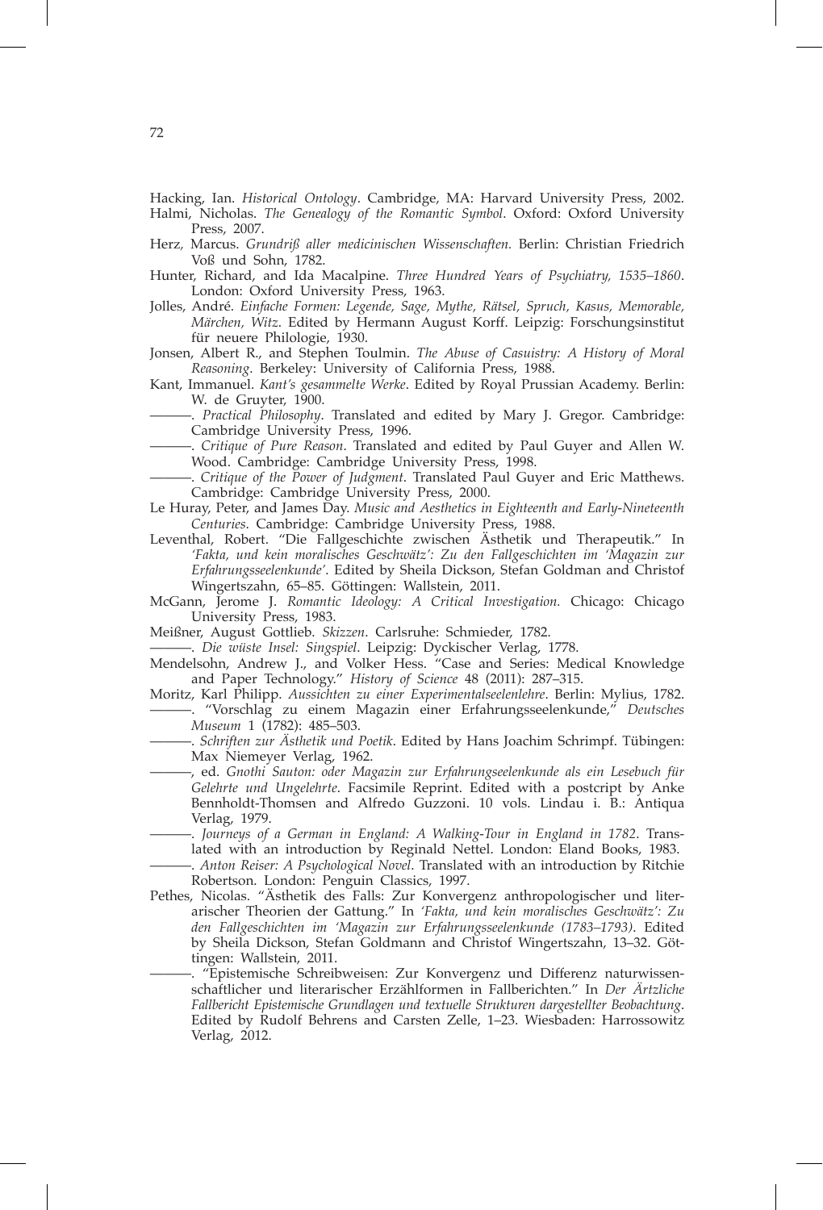Hacking, Ian. *Historical Ontology*. Cambridge, MA: Harvard University Press, 2002.

Halmi, Nicholas. *The Genealogy of the Romantic Symbol*. Oxford: Oxford University Press, 2007.

Herz, Marcus. *Grundriß aller medicinischen Wissenschaften.* Berlin: Christian Friedrich Voß und Sohn, 1782.

Hunter, Richard, and Ida Macalpine. *Three Hundred Years of Psychiatry, 1535–1860*. London: Oxford University Press, 1963.

Jolles, André. *Einfache Formen: Legende, Sage, Mythe, Rätsel, Spruch, Kasus, Memorable, Märchen, Witz*. Edited by Hermann August Korff. Leipzig: Forschungsinstitut für neuere Philologie, 1930.

Jonsen, Albert R., and Stephen Toulmin. *The Abuse of Casuistry: A History of Moral Reasoning*. Berkeley: University of California Press, 1988.

Kant, Immanuel. *Kant's gesammelte Werke*. Edited by Royal Prussian Academy. Berlin: W. de Gruyter, 1900.

———. *Practical Philosophy*. Translated and edited by Mary J. Gregor. Cambridge: Cambridge University Press, 1996.

———. *Critique of Pure Reason*. Translated and edited by Paul Guyer and Allen W. Wood. Cambridge: Cambridge University Press, 1998.

———. *Critique of the Power of Judgment*. Translated Paul Guyer and Eric Matthews. Cambridge: Cambridge University Press, 2000.

Le Huray, Peter, and James Day. *Music and Aesthetics in Eighteenth and Early-Nineteenth Centuries.* Cambridge: Cambridge University Press, 1988.

Leventhal, Robert. "Die Fallgeschichte zwischen Ästhetik und Therapeutik." In *'Fakta, und kein moralisches Geschwätz': Zu den Fallgeschichten im 'Magazin zur Erfahrungsseelenkunde'*. Edited by Sheila Dickson, Stefan Goldman and Christof Wingertszahn, 65–85. Göttingen: Wallstein, 2011.

McGann, Jerome J. *Romantic Ideology: A Critical Investigation.* Chicago: Chicago University Press, 1983.

Meißner, August Gottlieb. *Skizzen*. Carlsruhe: Schmieder, 1782.

———. *Die wüste Insel: Singspiel*. Leipzig: Dyckischer Verlag, 1778.

Mendelsohn, Andrew J., and Volker Hess. "Case and Series: Medical Knowledge and Paper Technology." *History of Science* 48 (2011): 287–315.

Moritz, Karl Philipp. *Aussichten zu einer Experimentalseelenlehre*. Berlin: Mylius, 1782.

———. "Vorschlag zu einem Magazin einer Erfahrungsseelenkunde," *Deutsches Museum* 1 (1782): 485–503.

———. *Schriften zur Ästhetik und Poetik*. Edited by Hans Joachim Schrimpf. Tübingen: Max Niemeyer Verlag, 1962.

———, ed. *Gnothi Sauton: oder Magazin zur Erfahrungsseelenkunde als ein Lesebuch für Gelehrte und Ungelehrte*. Facsimile Reprint. Edited with a postcript by Anke Bennholdt-Thomsen and Alfredo Guzzoni. 10 vols. Lindau i. B.: Antiqua Verlag, 1979.

———. *Journeys of a German in England: A Walking-Tour in England in 1782*. Translated with an introduction by Reginald Nettel. London: Eland Books, 1983.

———. *Anton Reiser: A Psychological Novel*. Translated with an introduction by Ritchie Robertson. London: Penguin Classics, 1997.

Pethes, Nicolas. "Ästhetik des Falls: Zur Konvergenz anthropologischer und literarischer Theorien der Gattung." In *'Fakta, und kein moralisches Geschwätz': Zu den Fallgeschichten im 'Magazin zur Erfahrungsseelenkunde (1783–1793)*. Edited by Sheila Dickson, Stefan Goldmann and Christof Wingertszahn, 13–32. Göttingen: Wallstein, 2011.

———. "Epistemische Schreibweisen: Zur Konvergenz und Differenz naturwissenschaftlicher und literarischer Erzählformen in Fallberichten." In *Der Ärtzliche Fallbericht Epistemische Grundlagen und textuelle Strukturen dargestellter Beobachtung*. Edited by Rudolf Behrens and Carsten Zelle, 1–23. Wiesbaden: Harrossowitz Verlag, 2012.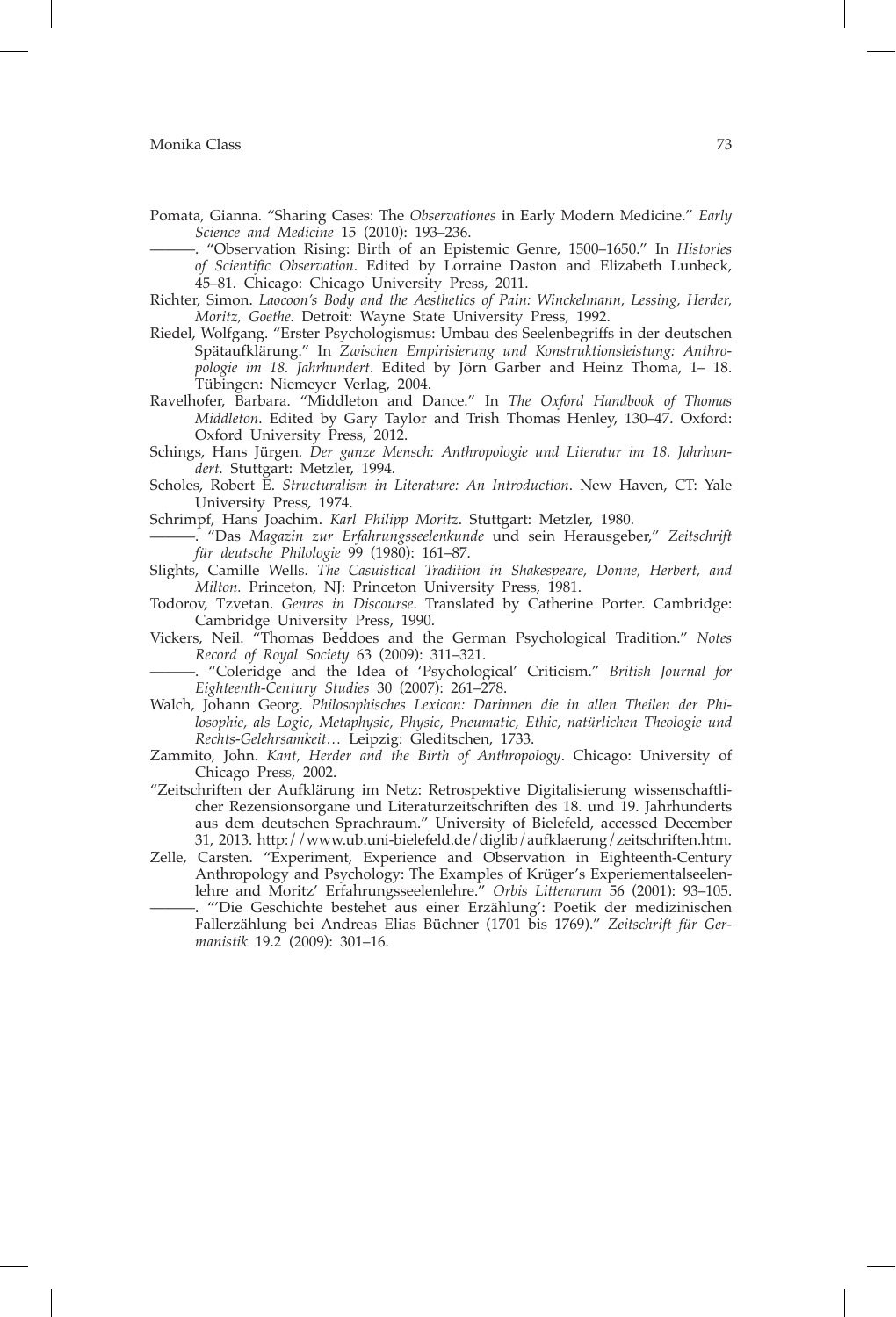Pomata, Gianna. "Sharing Cases: The *Observationes* in Early Modern Medicine." *Early Science and Medicine* 15 (2010): 193–236.

———. "Observation Rising: Birth of an Epistemic Genre, 1500–1650." In *Histories of Scientific Observation*. Edited by Lorraine Daston and Elizabeth Lunbeck, 45–81. Chicago: Chicago University Press, 2011.

Richter, Simon. *Laocoon's Body and the Aesthetics of Pain: Winckelmann, Lessing, Herder, Moritz, Goethe.* Detroit: Wayne State University Press, 1992.

Riedel, Wolfgang. "Erster Psychologismus: Umbau des Seelenbegriffs in der deutschen Spätaufklärung." In *Zwischen Empirisierung und Konstruktionsleistung: Anthropologie im 18. Jahrhundert*. Edited by Jörn Garber and Heinz Thoma, 1– 18. Tübingen: Niemeyer Verlag, 2004.

Ravelhofer, Barbara. "Middleton and Dance." In *The Oxford Handbook of Thomas Middleton*. Edited by Gary Taylor and Trish Thomas Henley, 130–47. Oxford: Oxford University Press, 2012.

Schings, Hans Jürgen. *Der ganze Mensch: Anthropologie und Literatur im 18. Jahrhundert.* Stuttgart: Metzler, 1994.

Scholes, Robert E. *Structuralism in Literature: An Introduction*. New Haven, CT: Yale University Press, 1974.

Schrimpf, Hans Joachim. *Karl Philipp Moritz*. Stuttgart: Metzler, 1980.

———. "Das *Magazin zur Erfahrungsseelenkunde* und sein Herausgeber," *Zeitschrift für deutsche Philologie* 99 (1980): 161–87.

Slights, Camille Wells. *The Casuistical Tradition in Shakespeare, Donne, Herbert, and Milton.* Princeton, NJ: Princeton University Press, 1981.

Todorov, Tzvetan. *Genres in Discourse*. Translated by Catherine Porter. Cambridge: Cambridge University Press, 1990.

Vickers, Neil. "Thomas Beddoes and the German Psychological Tradition." *Notes Record of Royal Society* 63 (2009): 311–321.

———. "Coleridge and the Idea of 'Psychological' Criticism." *British Journal for Eighteenth-Century Studies* 30 (2007): 261–278.

Walch, Johann Georg. *Philosophisches Lexicon: Darinnen die in allen Theilen der Philosophie, als Logic, Metaphysic, Physic, Pneumatic, Ethic, natürlichen Theologie und Rechts-Gelehrsamkeit…* Leipzig: Gleditschen, 1733.

Zammito, John. *Kant, Herder and the Birth of Anthropology*. Chicago: University of Chicago Press, 2002.

"Zeitschriften der Aufklärung im Netz: Retrospektive Digitalisierung wissenschaftlicher Rezensionsorgane und Literaturzeitschriften des 18. und 19. Jahrhunderts aus dem deutschen Sprachraum." University of Bielefeld, accessed December 31, 2013. http://www.ub.uni-bielefeld.de/diglib/aufklaerung/zeitschriften.htm.

Zelle, Carsten. "Experiment, Experience and Observation in Eighteenth-Century Anthropology and Psychology: The Examples of Krüger's Experiementalseelenlehre and Moritz' Erfahrungsseelenlehre." *Orbis Litterarum* 56 (2001): 93–105.

———. "'Die Geschichte bestehet aus einer Erzählung': Poetik der medizinischen Fallerzählung bei Andreas Elias Büchner (1701 bis 1769)." *Zeitschrift für Germanistik* 19.2 (2009): 301–16.